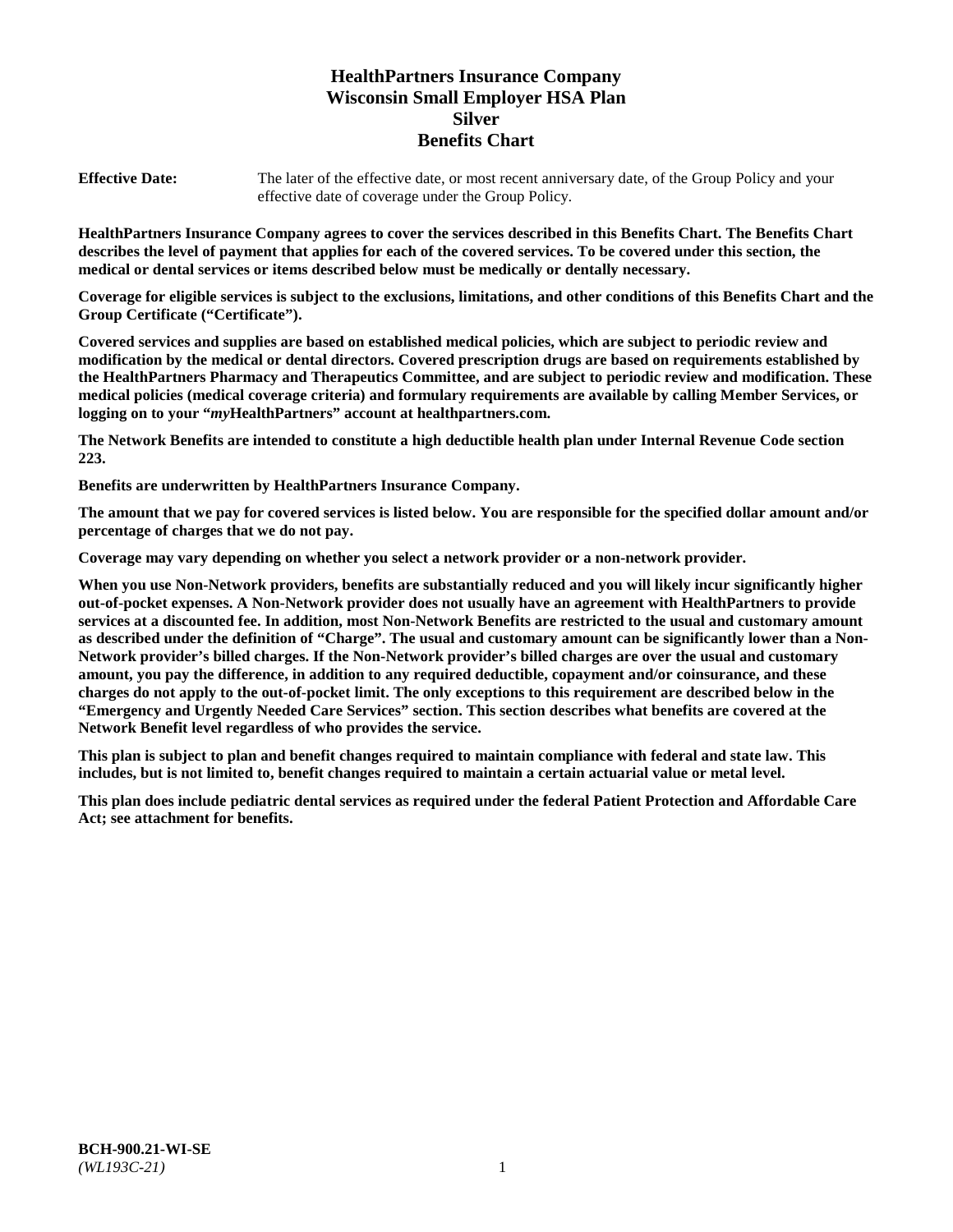# HealthPartners Insurance Company
# Wisconsin Small Employer HSA Plan
# Silver
# Benefits Chart

**Effective Date:** The later of the effective date, or most recent anniversary date, of the Group Policy and your effective date of coverage under the Group Policy.

**HealthPartners Insurance Company agrees to cover the services described in this Benefits Chart. The Benefits Chart describes the level of payment that applies for each of the covered services. To be covered under this section, the medical or dental services or items described below must be medically or dentally necessary.**

**Coverage for eligible services is subject to the exclusions, limitations, and other conditions of this Benefits Chart and the Group Certificate ("Certificate").**

**Covered services and supplies are based on established medical policies, which are subject to periodic review and modification by the medical or dental directors. Covered prescription drugs are based on requirements established by the HealthPartners Pharmacy and Therapeutics Committee, and are subject to periodic review and modification. These medical policies (medical coverage criteria) and formulary requirements are available by calling Member Services, or logging on to your "*my*HealthPartners" account at healthpartners.com.**

**The Network Benefits are intended to constitute a high deductible health plan under Internal Revenue Code section 223.**

**Benefits are underwritten by HealthPartners Insurance Company.**

**The amount that we pay for covered services is listed below. You are responsible for the specified dollar amount and/or percentage of charges that we do not pay.**

**Coverage may vary depending on whether you select a network provider or a non-network provider.**

**When you use Non-Network providers, benefits are substantially reduced and you will likely incur significantly higher out-of-pocket expenses. A Non-Network provider does not usually have an agreement with HealthPartners to provide services at a discounted fee. In addition, most Non-Network Benefits are restricted to the usual and customary amount as described under the definition of "Charge". The usual and customary amount can be significantly lower than a Non-Network provider's billed charges. If the Non-Network provider's billed charges are over the usual and customary amount, you pay the difference, in addition to any required deductible, copayment and/or coinsurance, and these charges do not apply to the out-of-pocket limit. The only exceptions to this requirement are described below in the "Emergency and Urgently Needed Care Services" section. This section describes what benefits are covered at the Network Benefit level regardless of who provides the service.**

**This plan is subject to plan and benefit changes required to maintain compliance with federal and state law. This includes, but is not limited to, benefit changes required to maintain a certain actuarial value or metal level.**

**This plan does include pediatric dental services as required under the federal Patient Protection and Affordable Care Act; see attachment for benefits.**

**BCH-900.21-WI-SE**
*(WL193C-21)*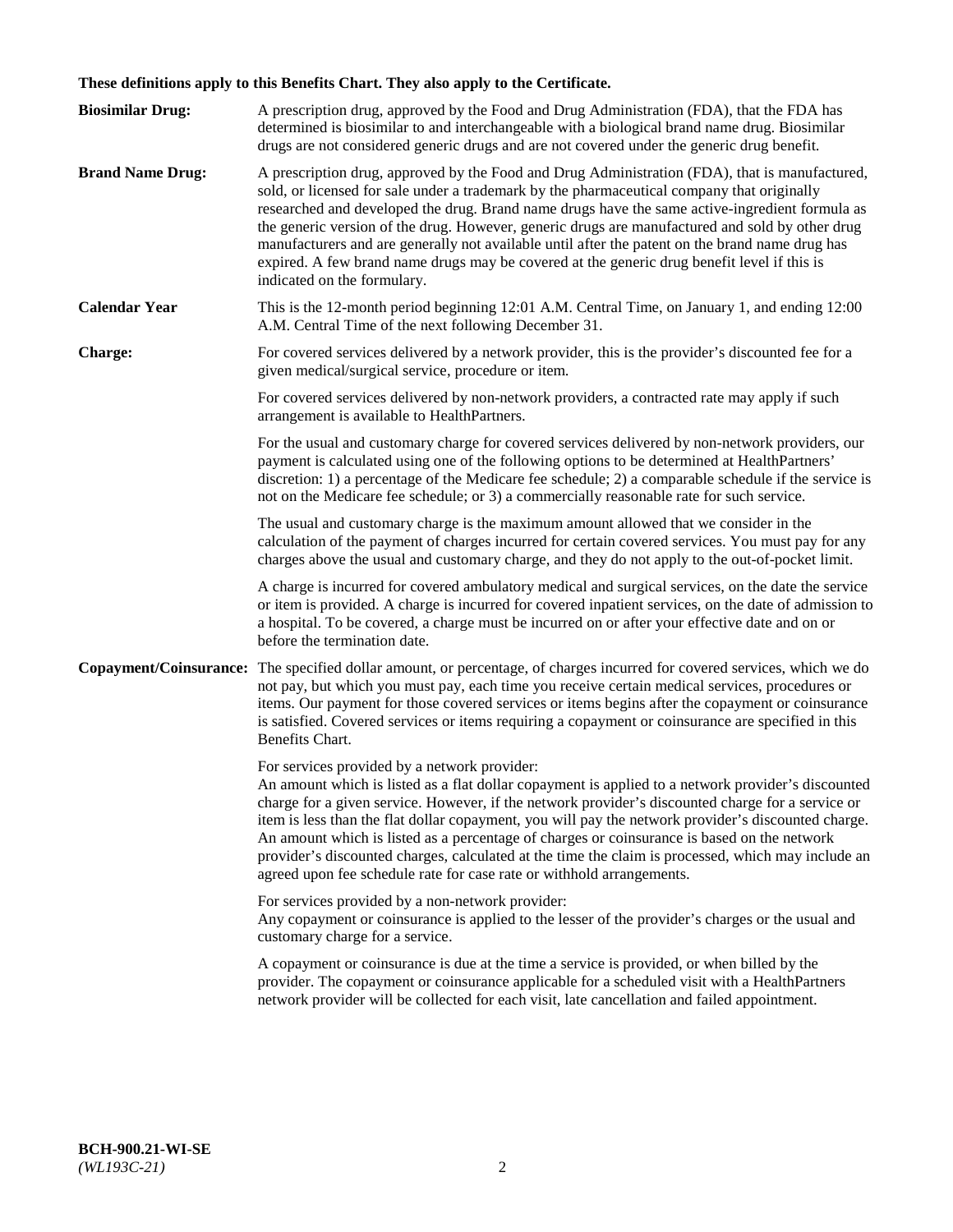**These definitions apply to this Benefits Chart. They also apply to the Certificate.**

**Biosimilar Drug:** A prescription drug, approved by the Food and Drug Administration (FDA), that the FDA has determined is biosimilar to and interchangeable with a biological brand name drug. Biosimilar drugs are not considered generic drugs and are not covered under the generic drug benefit.

**Brand Name Drug:** A prescription drug, approved by the Food and Drug Administration (FDA), that is manufactured, sold, or licensed for sale under a trademark by the pharmaceutical company that originally researched and developed the drug. Brand name drugs have the same active-ingredient formula as the generic version of the drug. However, generic drugs are manufactured and sold by other drug manufacturers and are generally not available until after the patent on the brand name drug has expired. A few brand name drugs may be covered at the generic drug benefit level if this is indicated on the formulary.

**Calendar Year** This is the 12-month period beginning 12:01 A.M. Central Time, on January 1, and ending 12:00 A.M. Central Time of the next following December 31.

**Charge:** For covered services delivered by a network provider, this is the provider's discounted fee for a given medical/surgical service, procedure or item.

For covered services delivered by non-network providers, a contracted rate may apply if such arrangement is available to HealthPartners.

For the usual and customary charge for covered services delivered by non-network providers, our payment is calculated using one of the following options to be determined at HealthPartners' discretion: 1) a percentage of the Medicare fee schedule; 2) a comparable schedule if the service is not on the Medicare fee schedule; or 3) a commercially reasonable rate for such service.

The usual and customary charge is the maximum amount allowed that we consider in the calculation of the payment of charges incurred for certain covered services. You must pay for any charges above the usual and customary charge, and they do not apply to the out-of-pocket limit.

A charge is incurred for covered ambulatory medical and surgical services, on the date the service or item is provided. A charge is incurred for covered inpatient services, on the date of admission to a hospital. To be covered, a charge must be incurred on or after your effective date and on or before the termination date.

**Copayment/Coinsurance:** The specified dollar amount, or percentage, of charges incurred for covered services, which we do not pay, but which you must pay, each time you receive certain medical services, procedures or items. Our payment for those covered services or items begins after the copayment or coinsurance is satisfied. Covered services or items requiring a copayment or coinsurance are specified in this Benefits Chart.

For services provided by a network provider:
An amount which is listed as a flat dollar copayment is applied to a network provider's discounted charge for a given service. However, if the network provider's discounted charge for a service or item is less than the flat dollar copayment, you will pay the network provider's discounted charge. An amount which is listed as a percentage of charges or coinsurance is based on the network provider's discounted charges, calculated at the time the claim is processed, which may include an agreed upon fee schedule rate for case rate or withhold arrangements.

For services provided by a non-network provider:
Any copayment or coinsurance is applied to the lesser of the provider's charges or the usual and customary charge for a service.

A copayment or coinsurance is due at the time a service is provided, or when billed by the provider. The copayment or coinsurance applicable for a scheduled visit with a HealthPartners network provider will be collected for each visit, late cancellation and failed appointment.

**BCH-900.21-WI-SE**
*(WL193C-21)*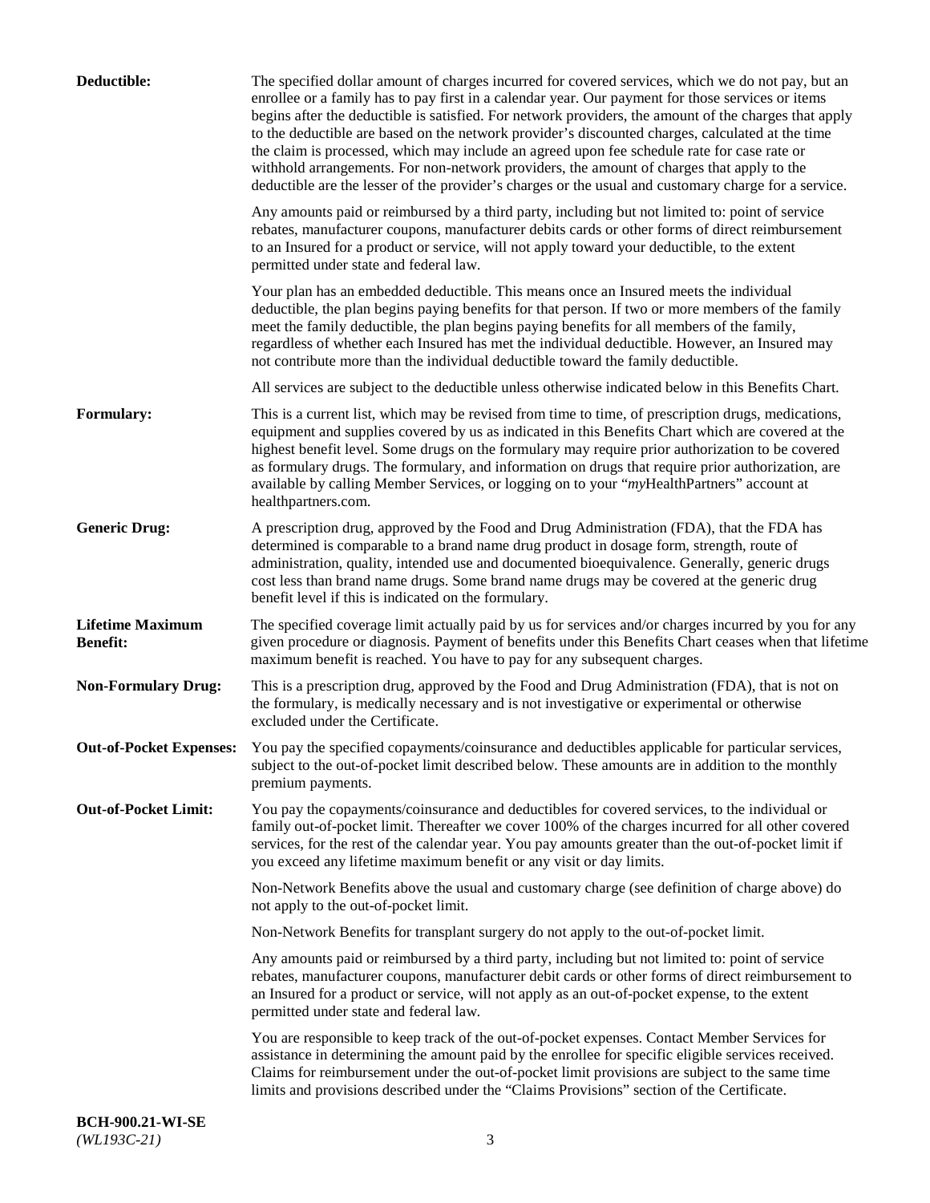**Deductible:** The specified dollar amount of charges incurred for covered services, which we do not pay, but an enrollee or a family has to pay first in a calendar year. Our payment for those services or items begins after the deductible is satisfied. For network providers, the amount of the charges that apply to the deductible are based on the network provider's discounted charges, calculated at the time the claim is processed, which may include an agreed upon fee schedule rate for case rate or withhold arrangements. For non-network providers, the amount of charges that apply to the deductible are the lesser of the provider's charges or the usual and customary charge for a service.

Any amounts paid or reimbursed by a third party, including but not limited to: point of service rebates, manufacturer coupons, manufacturer debits cards or other forms of direct reimbursement to an Insured for a product or service, will not apply toward your deductible, to the extent permitted under state and federal law.

Your plan has an embedded deductible. This means once an Insured meets the individual deductible, the plan begins paying benefits for that person. If two or more members of the family meet the family deductible, the plan begins paying benefits for all members of the family, regardless of whether each Insured has met the individual deductible. However, an Insured may not contribute more than the individual deductible toward the family deductible.

All services are subject to the deductible unless otherwise indicated below in this Benefits Chart.

**Formulary:** This is a current list, which may be revised from time to time, of prescription drugs, medications, equipment and supplies covered by us as indicated in this Benefits Chart which are covered at the highest benefit level. Some drugs on the formulary may require prior authorization to be covered as formulary drugs. The formulary, and information on drugs that require prior authorization, are available by calling Member Services, or logging on to your "*my*HealthPartners" account at healthpartners.com.

**Generic Drug:** A prescription drug, approved by the Food and Drug Administration (FDA), that the FDA has determined is comparable to a brand name drug product in dosage form, strength, route of administration, quality, intended use and documented bioequivalence. Generally, generic drugs cost less than brand name drugs. Some brand name drugs may be covered at the generic drug benefit level if this is indicated on the formulary.

**Lifetime Maximum Benefit:** The specified coverage limit actually paid by us for services and/or charges incurred by you for any given procedure or diagnosis. Payment of benefits under this Benefits Chart ceases when that lifetime maximum benefit is reached. You have to pay for any subsequent charges.

**Non-Formulary Drug:** This is a prescription drug, approved by the Food and Drug Administration (FDA), that is not on the formulary, is medically necessary and is not investigative or experimental or otherwise excluded under the Certificate.

**Out-of-Pocket Expenses:** You pay the specified copayments/coinsurance and deductibles applicable for particular services, subject to the out-of-pocket limit described below. These amounts are in addition to the monthly premium payments.

**Out-of-Pocket Limit:** You pay the copayments/coinsurance and deductibles for covered services, to the individual or family out-of-pocket limit. Thereafter we cover 100% of the charges incurred for all other covered services, for the rest of the calendar year. You pay amounts greater than the out-of-pocket limit if you exceed any lifetime maximum benefit or any visit or day limits.

Non-Network Benefits above the usual and customary charge (see definition of charge above) do not apply to the out-of-pocket limit.

Non-Network Benefits for transplant surgery do not apply to the out-of-pocket limit.

Any amounts paid or reimbursed by a third party, including but not limited to: point of service rebates, manufacturer coupons, manufacturer debit cards or other forms of direct reimbursement to an Insured for a product or service, will not apply as an out-of-pocket expense, to the extent permitted under state and federal law.

You are responsible to keep track of the out-of-pocket expenses. Contact Member Services for assistance in determining the amount paid by the enrollee for specific eligible services received. Claims for reimbursement under the out-of-pocket limit provisions are subject to the same time limits and provisions described under the "Claims Provisions" section of the Certificate.

**BCH-900.21-WI-SE**
*(WL193C-21)*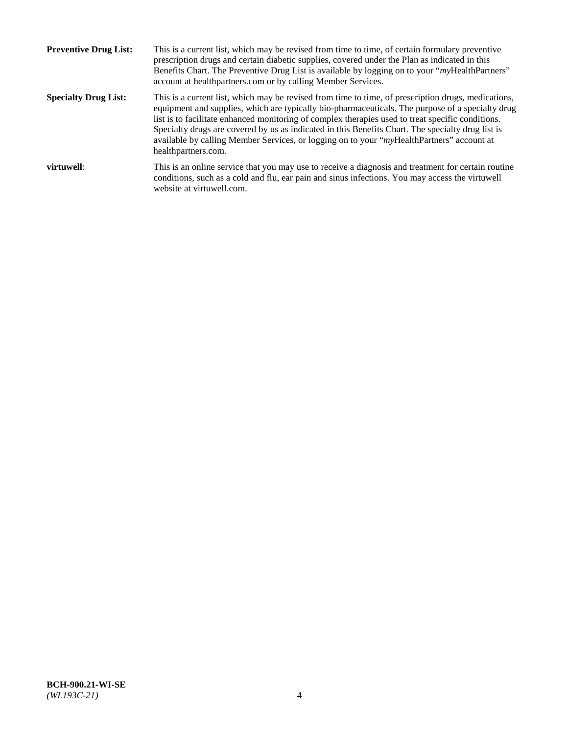**Preventive Drug List:** This is a current list, which may be revised from time to time, of certain formulary preventive prescription drugs and certain diabetic supplies, covered under the Plan as indicated in this Benefits Chart. The Preventive Drug List is available by logging on to your "*my*HealthPartners" account at healthpartners.com or by calling Member Services.

**Specialty Drug List:** This is a current list, which may be revised from time to time, of prescription drugs, medications, equipment and supplies, which are typically bio-pharmaceuticals. The purpose of a specialty drug list is to facilitate enhanced monitoring of complex therapies used to treat specific conditions. Specialty drugs are covered by us as indicated in this Benefits Chart. The specialty drug list is available by calling Member Services, or logging on to your "*my*HealthPartners" account at healthpartners.com.

**virtuwell**: This is an online service that you may use to receive a diagnosis and treatment for certain routine conditions, such as a cold and flu, ear pain and sinus infections. You may access the virtuwell website at virtuwell.com.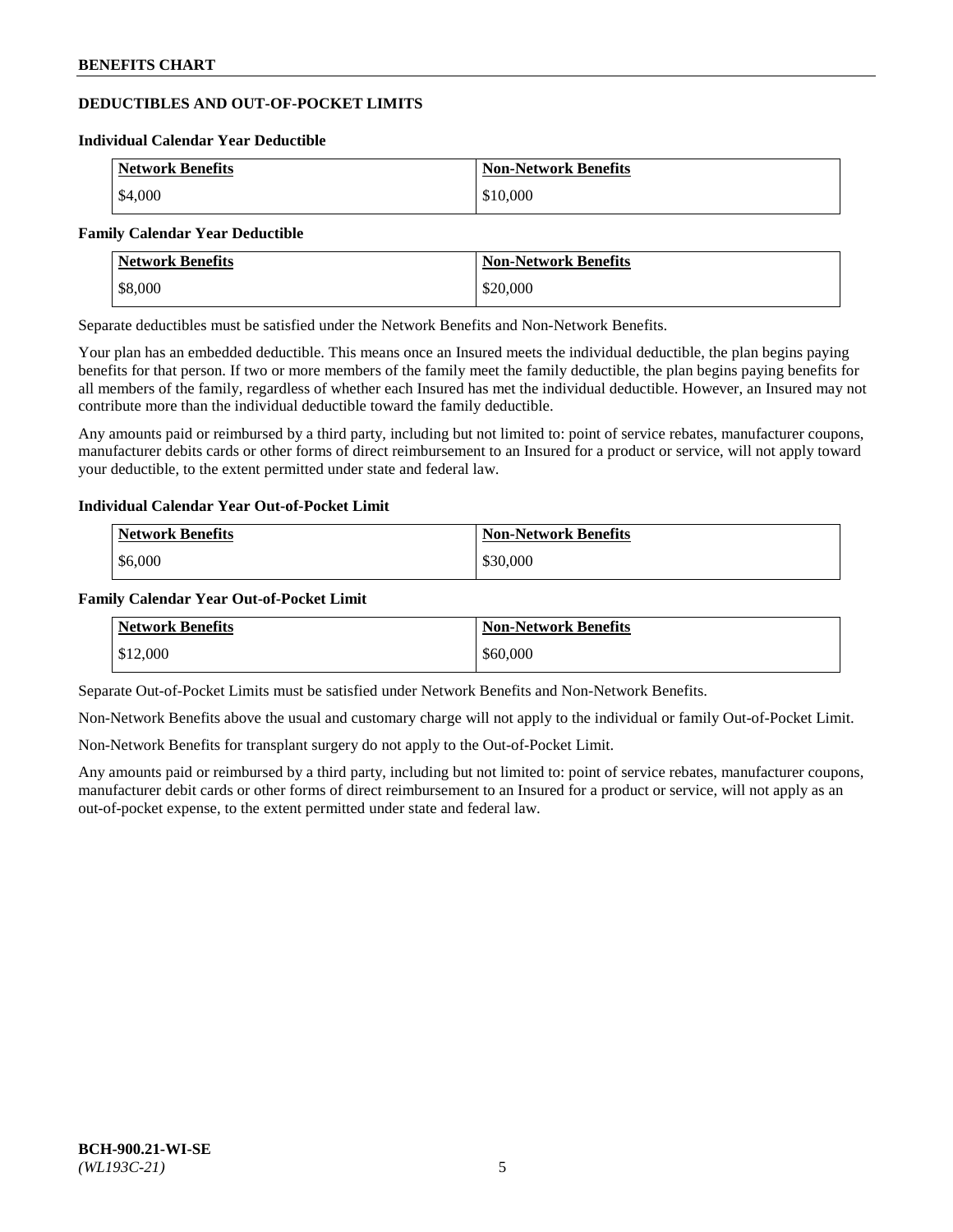## DEDUCTIBLES AND OUT-OF-POCKET LIMITS

### Individual Calendar Year Deductible

| Network Benefits | Non-Network Benefits |
|---|---|
| $4,000 | $10,000 |

### Family Calendar Year Deductible

| Network Benefits | Non-Network Benefits |
|---|---|
| $8,000 | $20,000 |

Separate deductibles must be satisfied under the Network Benefits and Non-Network Benefits.

Your plan has an embedded deductible. This means once an Insured meets the individual deductible, the plan begins paying benefits for that person. If two or more members of the family meet the family deductible, the plan begins paying benefits for all members of the family, regardless of whether each Insured has met the individual deductible. However, an Insured may not contribute more than the individual deductible toward the family deductible.

Any amounts paid or reimbursed by a third party, including but not limited to: point of service rebates, manufacturer coupons, manufacturer debits cards or other forms of direct reimbursement to an Insured for a product or service, will not apply toward your deductible, to the extent permitted under state and federal law.

### Individual Calendar Year Out-of-Pocket Limit

| Network Benefits | Non-Network Benefits |
|---|---|
| $6,000 | $30,000 |

### Family Calendar Year Out-of-Pocket Limit

| Network Benefits | Non-Network Benefits |
|---|---|
| $12,000 | $60,000 |

Separate Out-of-Pocket Limits must be satisfied under Network Benefits and Non-Network Benefits.

Non-Network Benefits above the usual and customary charge will not apply to the individual or family Out-of-Pocket Limit.

Non-Network Benefits for transplant surgery do not apply to the Out-of-Pocket Limit.

Any amounts paid or reimbursed by a third party, including but not limited to: point of service rebates, manufacturer coupons, manufacturer debit cards or other forms of direct reimbursement to an Insured for a product or service, will not apply as an out-of-pocket expense, to the extent permitted under state and federal law.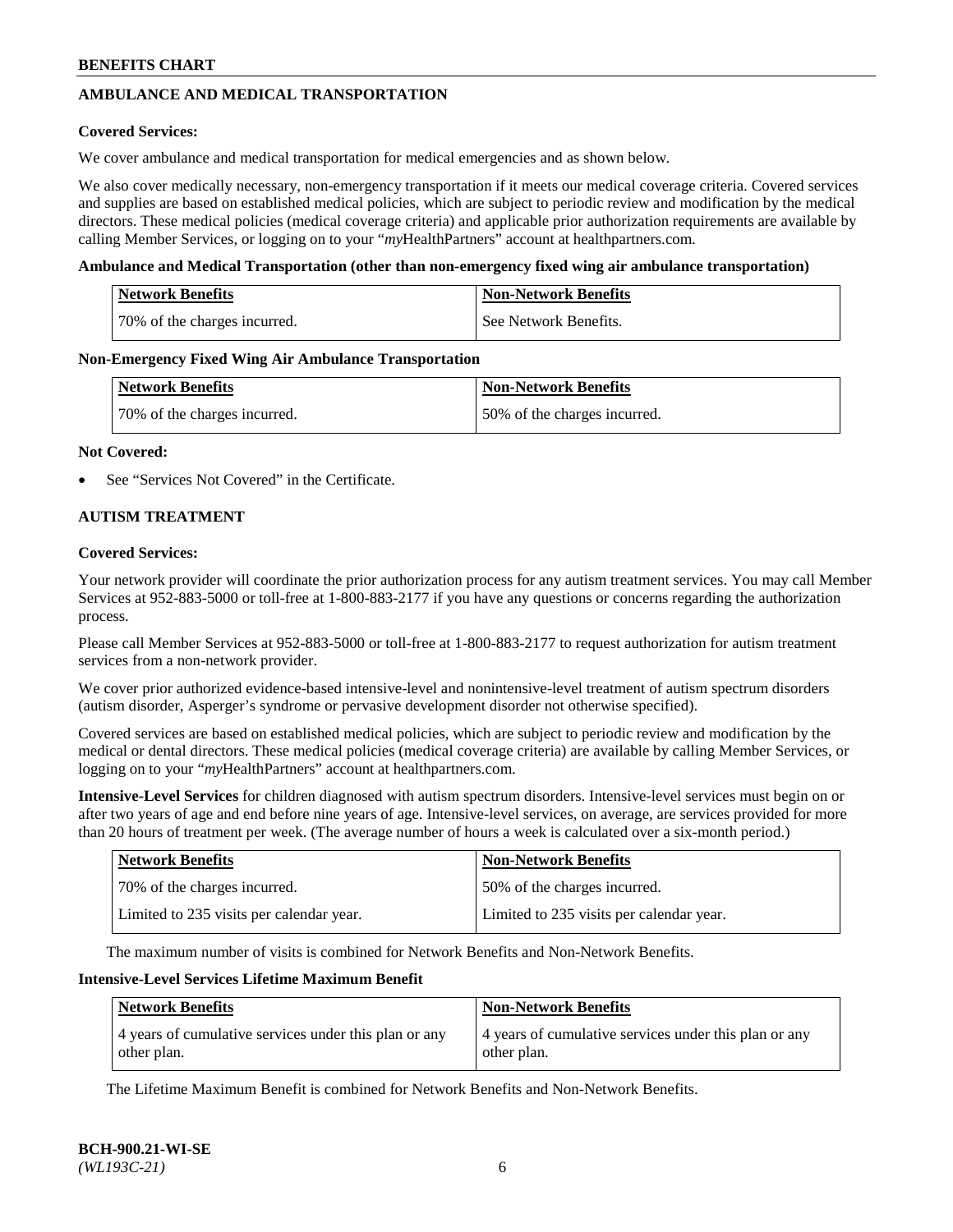## AMBULANCE AND MEDICAL TRANSPORTATION

**Covered Services:**

We cover ambulance and medical transportation for medical emergencies and as shown below.

We also cover medically necessary, non-emergency transportation if it meets our medical coverage criteria. Covered services and supplies are based on established medical policies, which are subject to periodic review and modification by the medical directors. These medical policies (medical coverage criteria) and applicable prior authorization requirements are available by calling Member Services, or logging on to your "*my*HealthPartners" account at healthpartners.com.

**Ambulance and Medical Transportation (other than non-emergency fixed wing air ambulance transportation)**

| Network Benefits | Non-Network Benefits |
|---|---|
| 70% of the charges incurred. | See Network Benefits. |

**Non-Emergency Fixed Wing Air Ambulance Transportation**

| Network Benefits | Non-Network Benefits |
|---|---|
| 70% of the charges incurred. | 50% of the charges incurred. |

**Not Covered:**

- See "Services Not Covered" in the Certificate.

## AUTISM TREATMENT

**Covered Services:**

Your network provider will coordinate the prior authorization process for any autism treatment services. You may call Member Services at 952-883-5000 or toll-free at 1-800-883-2177 if you have any questions or concerns regarding the authorization process.

Please call Member Services at 952-883-5000 or toll-free at 1-800-883-2177 to request authorization for autism treatment services from a non-network provider.

We cover prior authorized evidence-based intensive-level and nonintensive-level treatment of autism spectrum disorders (autism disorder, Asperger's syndrome or pervasive development disorder not otherwise specified).

Covered services are based on established medical policies, which are subject to periodic review and modification by the medical or dental directors. These medical policies (medical coverage criteria) are available by calling Member Services, or logging on to your "*my*HealthPartners" account at healthpartners.com.

**Intensive-Level Services** for children diagnosed with autism spectrum disorders. Intensive-level services must begin on or after two years of age and end before nine years of age. Intensive-level services, on average, are services provided for more than 20 hours of treatment per week. (The average number of hours a week is calculated over a six-month period.)

| Network Benefits | Non-Network Benefits |
|---|---|
| 70% of the charges incurred. | 50% of the charges incurred. |
| Limited to 235 visits per calendar year. | Limited to 235 visits per calendar year. |

The maximum number of visits is combined for Network Benefits and Non-Network Benefits.

**Intensive-Level Services Lifetime Maximum Benefit**

| Network Benefits | Non-Network Benefits |
|---|---|
| 4 years of cumulative services under this plan or any other plan. | 4 years of cumulative services under this plan or any other plan. |

The Lifetime Maximum Benefit is combined for Network Benefits and Non-Network Benefits.

**BCH-900.21-WI-SE**
*(WL193C-21)*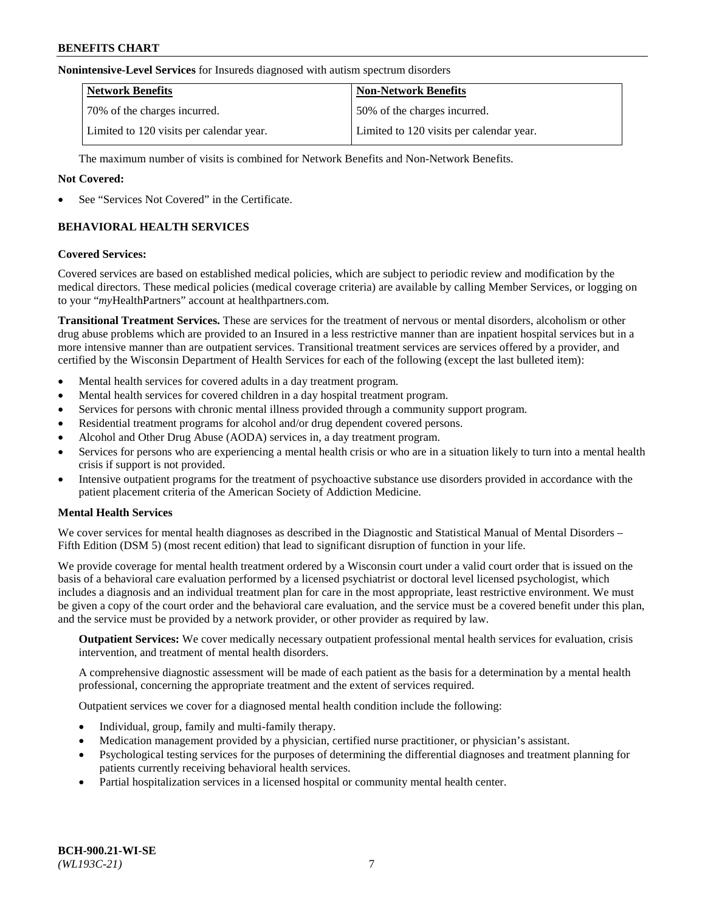**Nonintensive-Level Services** for Insureds diagnosed with autism spectrum disorders

| Network Benefits | Non-Network Benefits |
|---|---|
| 70% of the charges incurred. | 50% of the charges incurred. |
| Limited to 120 visits per calendar year. | Limited to 120 visits per calendar year. |

The maximum number of visits is combined for Network Benefits and Non-Network Benefits.

**Not Covered:**

- See "Services Not Covered" in the Certificate.

## BEHAVIORAL HEALTH SERVICES

**Covered Services:**

Covered services are based on established medical policies, which are subject to periodic review and modification by the medical directors. These medical policies (medical coverage criteria) are available by calling Member Services, or logging on to your "*my*HealthPartners" account at healthpartners.com.

**Transitional Treatment Services.** These are services for the treatment of nervous or mental disorders, alcoholism or other drug abuse problems which are provided to an Insured in a less restrictive manner than are inpatient hospital services but in a more intensive manner than are outpatient services. Transitional treatment services are services offered by a provider, and certified by the Wisconsin Department of Health Services for each of the following (except the last bulleted item):

- Mental health services for covered adults in a day treatment program.
- Mental health services for covered children in a day hospital treatment program.
- Services for persons with chronic mental illness provided through a community support program.
- Residential treatment programs for alcohol and/or drug dependent covered persons.
- Alcohol and Other Drug Abuse (AODA) services in, a day treatment program.
- Services for persons who are experiencing a mental health crisis or who are in a situation likely to turn into a mental health crisis if support is not provided.
- Intensive outpatient programs for the treatment of psychoactive substance use disorders provided in accordance with the patient placement criteria of the American Society of Addiction Medicine.

**Mental Health Services**

We cover services for mental health diagnoses as described in the Diagnostic and Statistical Manual of Mental Disorders – Fifth Edition (DSM 5) (most recent edition) that lead to significant disruption of function in your life.

We provide coverage for mental health treatment ordered by a Wisconsin court under a valid court order that is issued on the basis of a behavioral care evaluation performed by a licensed psychiatrist or doctoral level licensed psychologist, which includes a diagnosis and an individual treatment plan for care in the most appropriate, least restrictive environment. We must be given a copy of the court order and the behavioral care evaluation, and the service must be a covered benefit under this plan, and the service must be provided by a network provider, or other provider as required by law.

**Outpatient Services:** We cover medically necessary outpatient professional mental health services for evaluation, crisis intervention, and treatment of mental health disorders.

A comprehensive diagnostic assessment will be made of each patient as the basis for a determination by a mental health professional, concerning the appropriate treatment and the extent of services required.

Outpatient services we cover for a diagnosed mental health condition include the following:

- Individual, group, family and multi-family therapy.
- Medication management provided by a physician, certified nurse practitioner, or physician's assistant.
- Psychological testing services for the purposes of determining the differential diagnoses and treatment planning for patients currently receiving behavioral health services.
- Partial hospitalization services in a licensed hospital or community mental health center.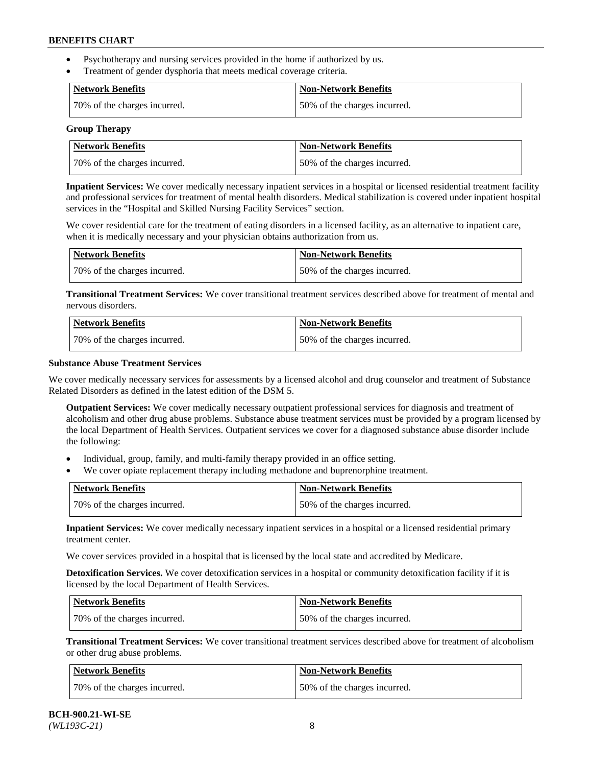- Psychotherapy and nursing services provided in the home if authorized by us.
- Treatment of gender dysphoria that meets medical coverage criteria.

| Network Benefits | Non-Network Benefits |
|---|---|
| 70% of the charges incurred. | 50% of the charges incurred. |

**Group Therapy**

| Network Benefits | Non-Network Benefits |
|---|---|
| 70% of the charges incurred. | 50% of the charges incurred. |

**Inpatient Services:** We cover medically necessary inpatient services in a hospital or licensed residential treatment facility and professional services for treatment of mental health disorders. Medical stabilization is covered under inpatient hospital services in the "Hospital and Skilled Nursing Facility Services" section.

We cover residential care for the treatment of eating disorders in a licensed facility, as an alternative to inpatient care, when it is medically necessary and your physician obtains authorization from us.

| Network Benefits | Non-Network Benefits |
|---|---|
| 70% of the charges incurred. | 50% of the charges incurred. |

**Transitional Treatment Services:** We cover transitional treatment services described above for treatment of mental and nervous disorders.

| Network Benefits | Non-Network Benefits |
|---|---|
| 70% of the charges incurred. | 50% of the charges incurred. |

**Substance Abuse Treatment Services**

We cover medically necessary services for assessments by a licensed alcohol and drug counselor and treatment of Substance Related Disorders as defined in the latest edition of the DSM 5.

**Outpatient Services:** We cover medically necessary outpatient professional services for diagnosis and treatment of alcoholism and other drug abuse problems. Substance abuse treatment services must be provided by a program licensed by the local Department of Health Services. Outpatient services we cover for a diagnosed substance abuse disorder include the following:

- Individual, group, family, and multi-family therapy provided in an office setting.
- We cover opiate replacement therapy including methadone and buprenorphine treatment.

| Network Benefits | Non-Network Benefits |
|---|---|
| 70% of the charges incurred. | 50% of the charges incurred. |

**Inpatient Services:** We cover medically necessary inpatient services in a hospital or a licensed residential primary treatment center.

We cover services provided in a hospital that is licensed by the local state and accredited by Medicare.

**Detoxification Services.** We cover detoxification services in a hospital or community detoxification facility if it is licensed by the local Department of Health Services.

| Network Benefits | Non-Network Benefits |
|---|---|
| 70% of the charges incurred. | 50% of the charges incurred. |

**Transitional Treatment Services:** We cover transitional treatment services described above for treatment of alcoholism or other drug abuse problems.

| Network Benefits | Non-Network Benefits |
|---|---|
| 70% of the charges incurred. | 50% of the charges incurred. |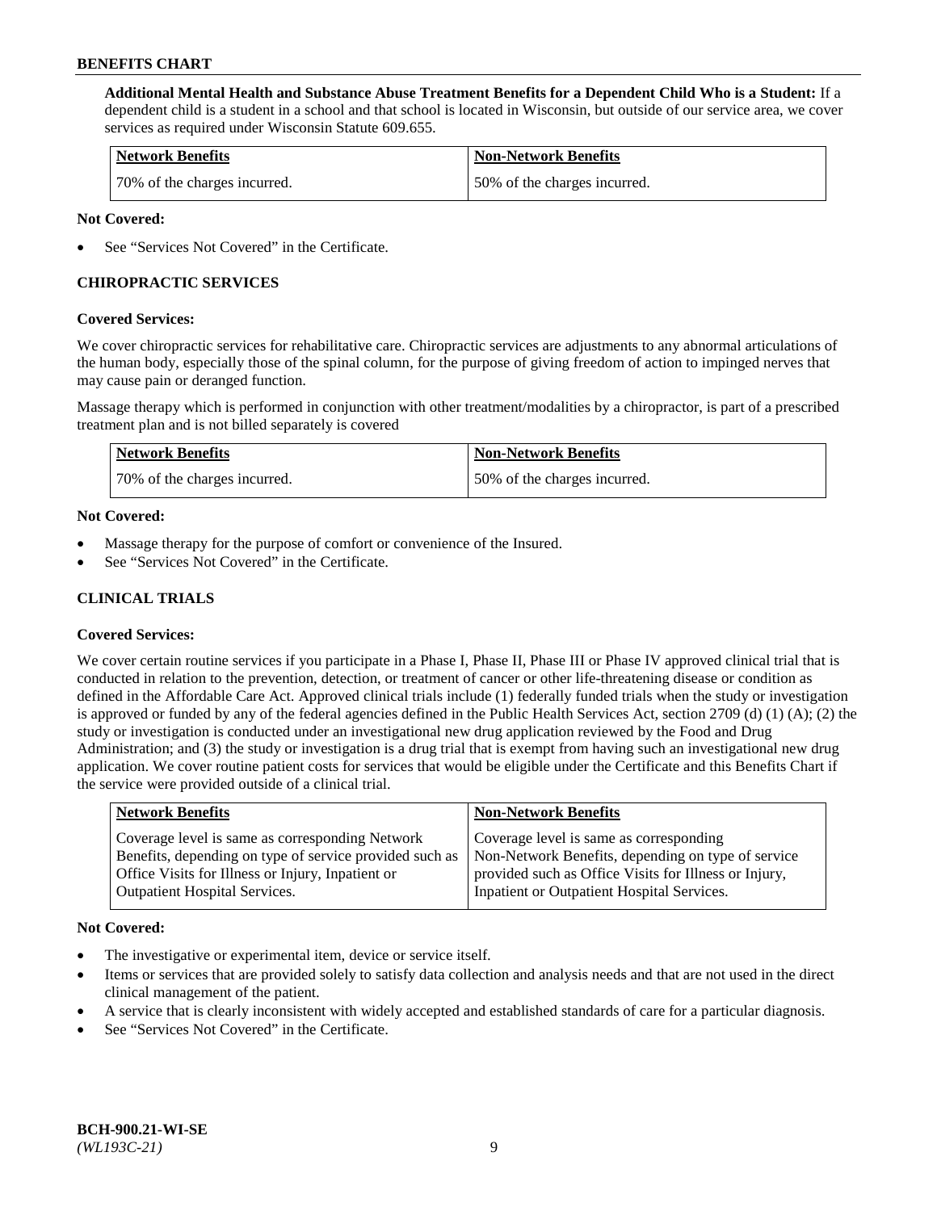**Additional Mental Health and Substance Abuse Treatment Benefits for a Dependent Child Who is a Student:** If a dependent child is a student in a school and that school is located in Wisconsin, but outside of our service area, we cover services as required under Wisconsin Statute 609.655.

| Network Benefits | Non-Network Benefits |
|---|---|
| 70% of the charges incurred. | 50% of the charges incurred. |

**Not Covered:**

- See "Services Not Covered" in the Certificate.

## CHIROPRACTIC SERVICES

**Covered Services:**

We cover chiropractic services for rehabilitative care. Chiropractic services are adjustments to any abnormal articulations of the human body, especially those of the spinal column, for the purpose of giving freedom of action to impinged nerves that may cause pain or deranged function.

Massage therapy which is performed in conjunction with other treatment/modalities by a chiropractor, is part of a prescribed treatment plan and is not billed separately is covered

| Network Benefits | Non-Network Benefits |
|---|---|
| 70% of the charges incurred. | 50% of the charges incurred. |

**Not Covered:**

- Massage therapy for the purpose of comfort or convenience of the Insured.
- See "Services Not Covered" in the Certificate.

## CLINICAL TRIALS

**Covered Services:**

We cover certain routine services if you participate in a Phase I, Phase II, Phase III or Phase IV approved clinical trial that is conducted in relation to the prevention, detection, or treatment of cancer or other life-threatening disease or condition as defined in the Affordable Care Act. Approved clinical trials include (1) federally funded trials when the study or investigation is approved or funded by any of the federal agencies defined in the Public Health Services Act, section 2709 (d) (1) (A); (2) the study or investigation is conducted under an investigational new drug application reviewed by the Food and Drug Administration; and (3) the study or investigation is a drug trial that is exempt from having such an investigational new drug application. We cover routine patient costs for services that would be eligible under the Certificate and this Benefits Chart if the service were provided outside of a clinical trial.

| Network Benefits | Non-Network Benefits |
|---|---|
| Coverage level is same as corresponding Network Benefits, depending on type of service provided such as Office Visits for Illness or Injury, Inpatient or Outpatient Hospital Services. | Coverage level is same as corresponding Non-Network Benefits, depending on type of service provided such as Office Visits for Illness or Injury, Inpatient or Outpatient Hospital Services. |

**Not Covered:**

- The investigative or experimental item, device or service itself.
- Items or services that are provided solely to satisfy data collection and analysis needs and that are not used in the direct clinical management of the patient.
- A service that is clearly inconsistent with widely accepted and established standards of care for a particular diagnosis.
- See "Services Not Covered" in the Certificate.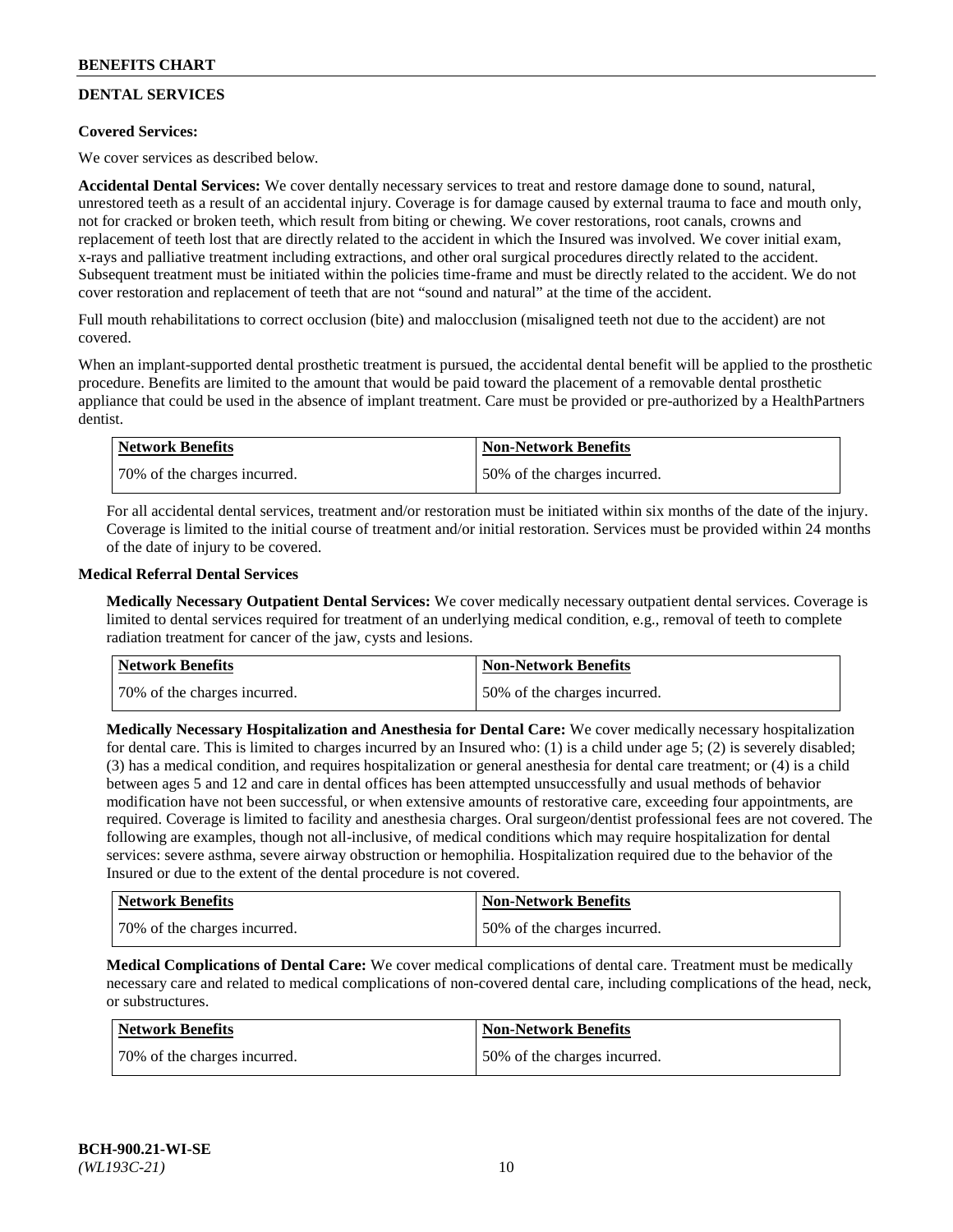## DENTAL SERVICES

**Covered Services:**

We cover services as described below.

**Accidental Dental Services:** We cover dentally necessary services to treat and restore damage done to sound, natural, unrestored teeth as a result of an accidental injury. Coverage is for damage caused by external trauma to face and mouth only, not for cracked or broken teeth, which result from biting or chewing. We cover restorations, root canals, crowns and replacement of teeth lost that are directly related to the accident in which the Insured was involved. We cover initial exam, x-rays and palliative treatment including extractions, and other oral surgical procedures directly related to the accident. Subsequent treatment must be initiated within the policies time-frame and must be directly related to the accident. We do not cover restoration and replacement of teeth that are not "sound and natural" at the time of the accident.

Full mouth rehabilitations to correct occlusion (bite) and malocclusion (misaligned teeth not due to the accident) are not covered.

When an implant-supported dental prosthetic treatment is pursued, the accidental dental benefit will be applied to the prosthetic procedure. Benefits are limited to the amount that would be paid toward the placement of a removable dental prosthetic appliance that could be used in the absence of implant treatment. Care must be provided or pre-authorized by a HealthPartners dentist.

| Network Benefits | Non-Network Benefits |
|---|---|
| 70% of the charges incurred. | 50% of the charges incurred. |

For all accidental dental services, treatment and/or restoration must be initiated within six months of the date of the injury. Coverage is limited to the initial course of treatment and/or initial restoration. Services must be provided within 24 months of the date of injury to be covered.

**Medical Referral Dental Services**

**Medically Necessary Outpatient Dental Services:** We cover medically necessary outpatient dental services. Coverage is limited to dental services required for treatment of an underlying medical condition, e.g., removal of teeth to complete radiation treatment for cancer of the jaw, cysts and lesions.

| Network Benefits | Non-Network Benefits |
|---|---|
| 70% of the charges incurred. | 50% of the charges incurred. |

**Medically Necessary Hospitalization and Anesthesia for Dental Care:** We cover medically necessary hospitalization for dental care. This is limited to charges incurred by an Insured who: (1) is a child under age 5; (2) is severely disabled; (3) has a medical condition, and requires hospitalization or general anesthesia for dental care treatment; or (4) is a child between ages 5 and 12 and care in dental offices has been attempted unsuccessfully and usual methods of behavior modification have not been successful, or when extensive amounts of restorative care, exceeding four appointments, are required. Coverage is limited to facility and anesthesia charges. Oral surgeon/dentist professional fees are not covered. The following are examples, though not all-inclusive, of medical conditions which may require hospitalization for dental services: severe asthma, severe airway obstruction or hemophilia. Hospitalization required due to the behavior of the Insured or due to the extent of the dental procedure is not covered.

| Network Benefits | Non-Network Benefits |
|---|---|
| 70% of the charges incurred. | 50% of the charges incurred. |

**Medical Complications of Dental Care:** We cover medical complications of dental care. Treatment must be medically necessary care and related to medical complications of non-covered dental care, including complications of the head, neck, or substructures.

| Network Benefits | Non-Network Benefits |
|---|---|
| 70% of the charges incurred. | 50% of the charges incurred. |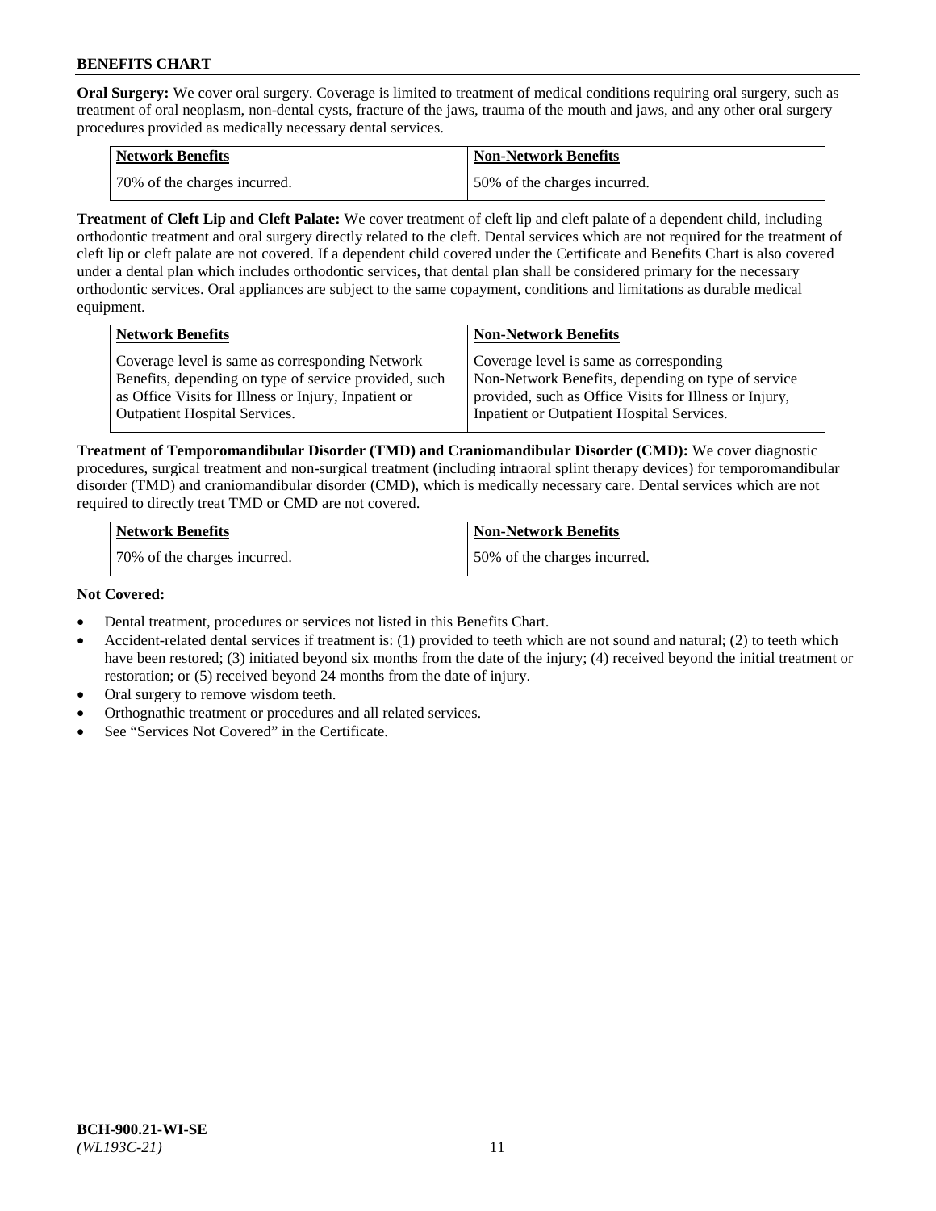**Oral Surgery:** We cover oral surgery. Coverage is limited to treatment of medical conditions requiring oral surgery, such as treatment of oral neoplasm, non-dental cysts, fracture of the jaws, trauma of the mouth and jaws, and any other oral surgery procedures provided as medically necessary dental services.

| Network Benefits | Non-Network Benefits |
| --- | --- |
| 70% of the charges incurred. | 50% of the charges incurred. |

**Treatment of Cleft Lip and Cleft Palate:** We cover treatment of cleft lip and cleft palate of a dependent child, including orthodontic treatment and oral surgery directly related to the cleft. Dental services which are not required for the treatment of cleft lip or cleft palate are not covered. If a dependent child covered under the Certificate and Benefits Chart is also covered under a dental plan which includes orthodontic services, that dental plan shall be considered primary for the necessary orthodontic services. Oral appliances are subject to the same copayment, conditions and limitations as durable medical equipment.

| Network Benefits | Non-Network Benefits |
| --- | --- |
| Coverage level is same as corresponding Network Benefits, depending on type of service provided, such as Office Visits for Illness or Injury, Inpatient or Outpatient Hospital Services. | Coverage level is same as corresponding Non-Network Benefits, depending on type of service provided, such as Office Visits for Illness or Injury, Inpatient or Outpatient Hospital Services. |

**Treatment of Temporomandibular Disorder (TMD) and Craniomandibular Disorder (CMD):** We cover diagnostic procedures, surgical treatment and non-surgical treatment (including intraoral splint therapy devices) for temporomandibular disorder (TMD) and craniomandibular disorder (CMD), which is medically necessary care. Dental services which are not required to directly treat TMD or CMD are not covered.

| Network Benefits | Non-Network Benefits |
| --- | --- |
| 70% of the charges incurred. | 50% of the charges incurred. |

**Not Covered:**

- Dental treatment, procedures or services not listed in this Benefits Chart.
- Accident-related dental services if treatment is: (1) provided to teeth which are not sound and natural; (2) to teeth which have been restored; (3) initiated beyond six months from the date of the injury; (4) received beyond the initial treatment or restoration; or (5) received beyond 24 months from the date of injury.
- Oral surgery to remove wisdom teeth.
- Orthognathic treatment or procedures and all related services.
- See "Services Not Covered" in the Certificate.

BCH-900.21-WI-SE
*(WL193C-21)*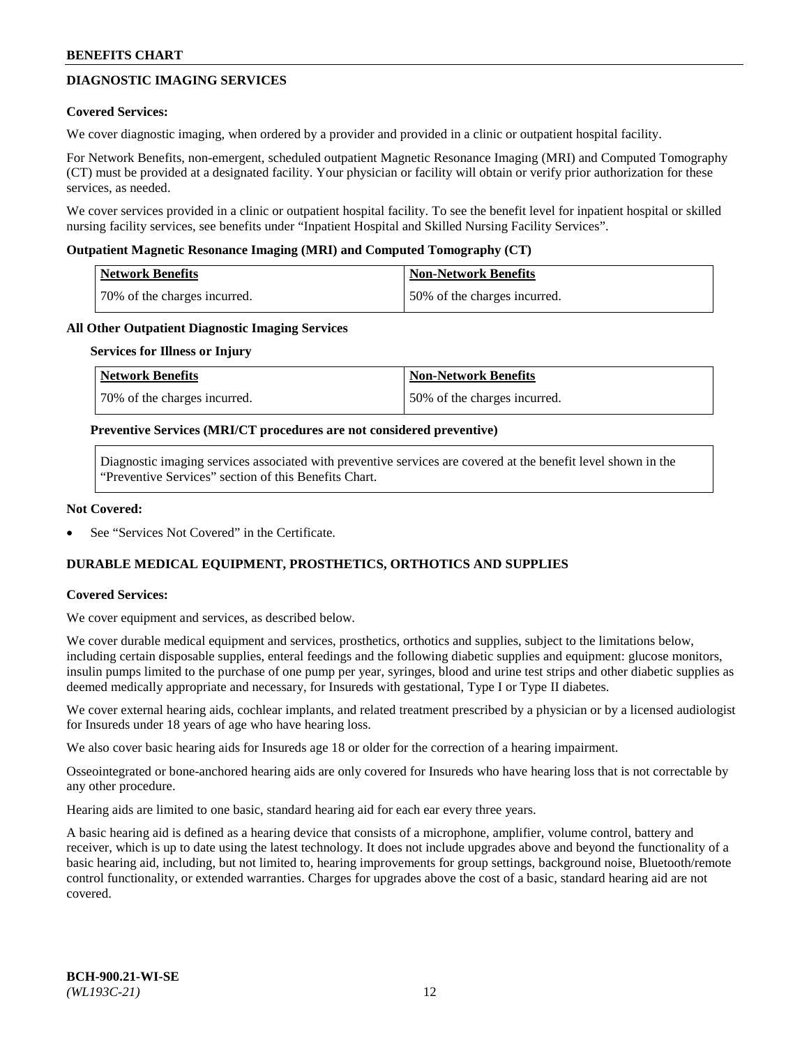## DIAGNOSTIC IMAGING SERVICES

**Covered Services:**

We cover diagnostic imaging, when ordered by a provider and provided in a clinic or outpatient hospital facility.

For Network Benefits, non-emergent, scheduled outpatient Magnetic Resonance Imaging (MRI) and Computed Tomography (CT) must be provided at a designated facility. Your physician or facility will obtain or verify prior authorization for these services, as needed.

We cover services provided in a clinic or outpatient hospital facility. To see the benefit level for inpatient hospital or skilled nursing facility services, see benefits under "Inpatient Hospital and Skilled Nursing Facility Services".

**Outpatient Magnetic Resonance Imaging (MRI) and Computed Tomography (CT)**

| Network Benefits | Non-Network Benefits |
| --- | --- |
| 70% of the charges incurred. | 50% of the charges incurred. |

**All Other Outpatient Diagnostic Imaging Services**

**Services for Illness or Injury**

| Network Benefits | Non-Network Benefits |
| --- | --- |
| 70% of the charges incurred. | 50% of the charges incurred. |

**Preventive Services (MRI/CT procedures are not considered preventive)**

Diagnostic imaging services associated with preventive services are covered at the benefit level shown in the "Preventive Services" section of this Benefits Chart.

**Not Covered:**

- See "Services Not Covered" in the Certificate.

## DURABLE MEDICAL EQUIPMENT, PROSTHETICS, ORTHOTICS AND SUPPLIES

**Covered Services:**

We cover equipment and services, as described below.

We cover durable medical equipment and services, prosthetics, orthotics and supplies, subject to the limitations below, including certain disposable supplies, enteral feedings and the following diabetic supplies and equipment: glucose monitors, insulin pumps limited to the purchase of one pump per year, syringes, blood and urine test strips and other diabetic supplies as deemed medically appropriate and necessary, for Insureds with gestational, Type I or Type II diabetes.

We cover external hearing aids, cochlear implants, and related treatment prescribed by a physician or by a licensed audiologist for Insureds under 18 years of age who have hearing loss.

We also cover basic hearing aids for Insureds age 18 or older for the correction of a hearing impairment.

Osseointegrated or bone-anchored hearing aids are only covered for Insureds who have hearing loss that is not correctable by any other procedure.

Hearing aids are limited to one basic, standard hearing aid for each ear every three years.

A basic hearing aid is defined as a hearing device that consists of a microphone, amplifier, volume control, battery and receiver, which is up to date using the latest technology. It does not include upgrades above and beyond the functionality of a basic hearing aid, including, but not limited to, hearing improvements for group settings, background noise, Bluetooth/remote control functionality, or extended warranties. Charges for upgrades above the cost of a basic, standard hearing aid are not covered.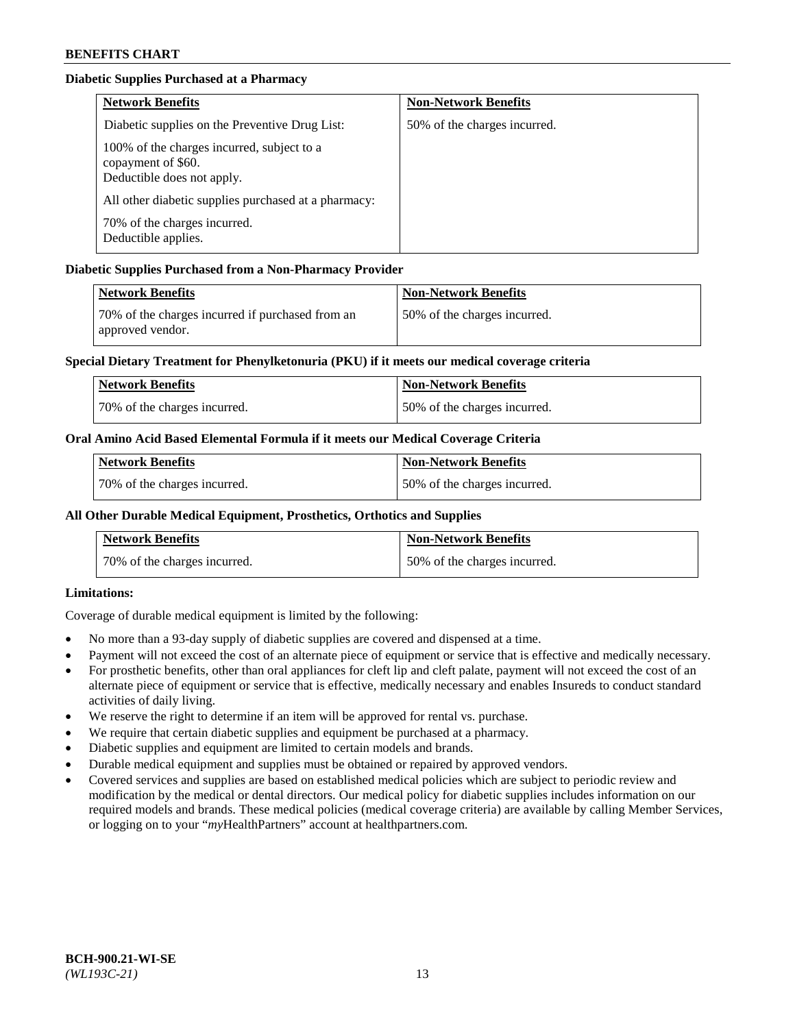**Diabetic Supplies Purchased at a Pharmacy**

| Network Benefits | Non-Network Benefits |
|---|---|
| Diabetic supplies on the Preventive Drug List:<br><br>100% of the charges incurred, subject to a copayment of $60.<br>Deductible does not apply.<br><br>All other diabetic supplies purchased at a pharmacy:<br><br>70% of the charges incurred.<br>Deductible applies. | 50% of the charges incurred. |

**Diabetic Supplies Purchased from a Non-Pharmacy Provider**

| Network Benefits | Non-Network Benefits |
|---|---|
| 70% of the charges incurred if purchased from an approved vendor. | 50% of the charges incurred. |

**Special Dietary Treatment for Phenylketonuria (PKU) if it meets our medical coverage criteria**

| Network Benefits | Non-Network Benefits |
|---|---|
| 70% of the charges incurred. | 50% of the charges incurred. |

**Oral Amino Acid Based Elemental Formula if it meets our Medical Coverage Criteria**

| Network Benefits | Non-Network Benefits |
|---|---|
| 70% of the charges incurred. | 50% of the charges incurred. |

**All Other Durable Medical Equipment, Prosthetics, Orthotics and Supplies**

| Network Benefits | Non-Network Benefits |
|---|---|
| 70% of the charges incurred. | 50% of the charges incurred. |

**Limitations:**

Coverage of durable medical equipment is limited by the following:

- No more than a 93-day supply of diabetic supplies are covered and dispensed at a time.
- Payment will not exceed the cost of an alternate piece of equipment or service that is effective and medically necessary.
- For prosthetic benefits, other than oral appliances for cleft lip and cleft palate, payment will not exceed the cost of an alternate piece of equipment or service that is effective, medically necessary and enables Insureds to conduct standard activities of daily living.
- We reserve the right to determine if an item will be approved for rental vs. purchase.
- We require that certain diabetic supplies and equipment be purchased at a pharmacy.
- Diabetic supplies and equipment are limited to certain models and brands.
- Durable medical equipment and supplies must be obtained or repaired by approved vendors.
- Covered services and supplies are based on established medical policies which are subject to periodic review and modification by the medical or dental directors. Our medical policy for diabetic supplies includes information on our required models and brands. These medical policies (medical coverage criteria) are available by calling Member Services, or logging on to your "*my*HealthPartners" account at healthpartners.com.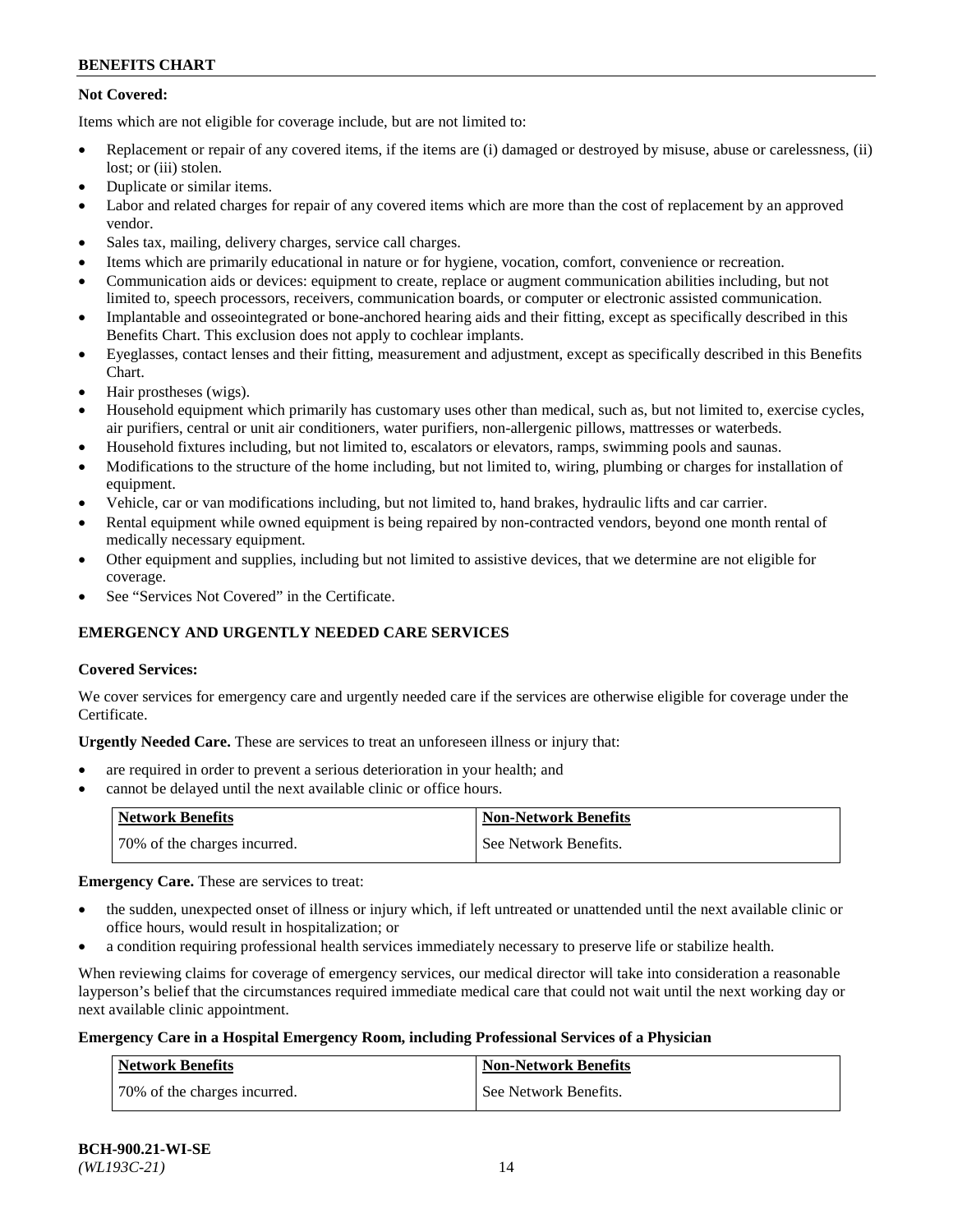**Not Covered:**

Items which are not eligible for coverage include, but are not limited to:

- Replacement or repair of any covered items, if the items are (i) damaged or destroyed by misuse, abuse or carelessness, (ii) lost; or (iii) stolen.
- Duplicate or similar items.
- Labor and related charges for repair of any covered items which are more than the cost of replacement by an approved vendor.
- Sales tax, mailing, delivery charges, service call charges.
- Items which are primarily educational in nature or for hygiene, vocation, comfort, convenience or recreation.
- Communication aids or devices: equipment to create, replace or augment communication abilities including, but not limited to, speech processors, receivers, communication boards, or computer or electronic assisted communication.
- Implantable and osseointegrated or bone-anchored hearing aids and their fitting, except as specifically described in this Benefits Chart. This exclusion does not apply to cochlear implants.
- Eyeglasses, contact lenses and their fitting, measurement and adjustment, except as specifically described in this Benefits Chart.
- Hair prostheses (wigs).
- Household equipment which primarily has customary uses other than medical, such as, but not limited to, exercise cycles, air purifiers, central or unit air conditioners, water purifiers, non-allergenic pillows, mattresses or waterbeds.
- Household fixtures including, but not limited to, escalators or elevators, ramps, swimming pools and saunas.
- Modifications to the structure of the home including, but not limited to, wiring, plumbing or charges for installation of equipment.
- Vehicle, car or van modifications including, but not limited to, hand brakes, hydraulic lifts and car carrier.
- Rental equipment while owned equipment is being repaired by non-contracted vendors, beyond one month rental of medically necessary equipment.
- Other equipment and supplies, including but not limited to assistive devices, that we determine are not eligible for coverage.
- See "Services Not Covered" in the Certificate.

## EMERGENCY AND URGENTLY NEEDED CARE SERVICES

**Covered Services:**

We cover services for emergency care and urgently needed care if the services are otherwise eligible for coverage under the Certificate.

**Urgently Needed Care.** These are services to treat an unforeseen illness or injury that:

- are required in order to prevent a serious deterioration in your health; and
- cannot be delayed until the next available clinic or office hours.

| Network Benefits | Non-Network Benefits |
|---|---|
| 70% of the charges incurred. | See Network Benefits. |

**Emergency Care.** These are services to treat:

- the sudden, unexpected onset of illness or injury which, if left untreated or unattended until the next available clinic or office hours, would result in hospitalization; or
- a condition requiring professional health services immediately necessary to preserve life or stabilize health.

When reviewing claims for coverage of emergency services, our medical director will take into consideration a reasonable layperson's belief that the circumstances required immediate medical care that could not wait until the next working day or next available clinic appointment.

**Emergency Care in a Hospital Emergency Room, including Professional Services of a Physician**

| Network Benefits | Non-Network Benefits |
|---|---|
| 70% of the charges incurred. | See Network Benefits. |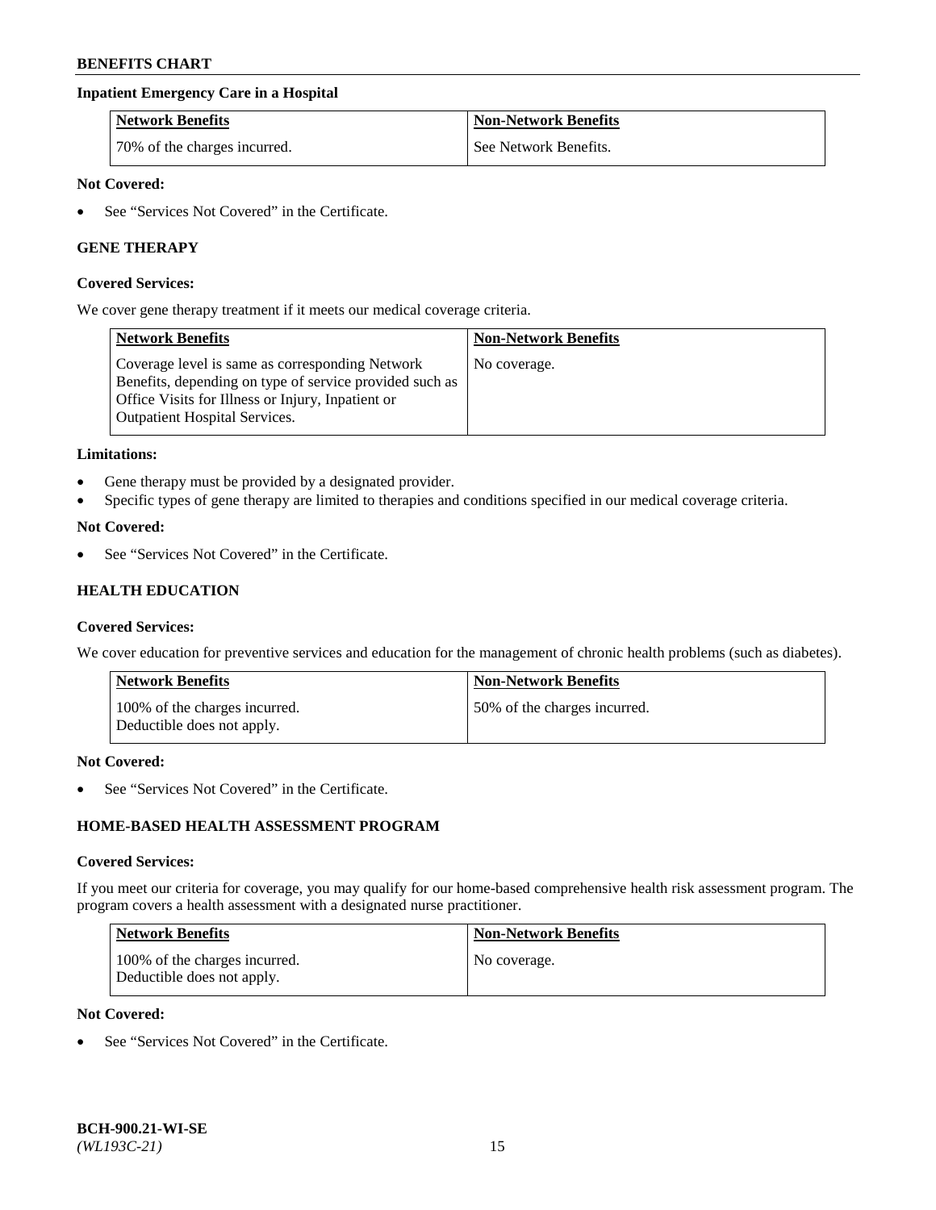### Inpatient Emergency Care in a Hospital

| Network Benefits | Non-Network Benefits |
|---|---|
| 70% of the charges incurred. | See Network Benefits. |

**Not Covered:**

- See "Services Not Covered" in the Certificate.

## GENE THERAPY

**Covered Services:**

We cover gene therapy treatment if it meets our medical coverage criteria.

| Network Benefits | Non-Network Benefits |
|---|---|
| Coverage level is same as corresponding Network Benefits, depending on type of service provided such as Office Visits for Illness or Injury, Inpatient or Outpatient Hospital Services. | No coverage. |

**Limitations:**

- Gene therapy must be provided by a designated provider.
- Specific types of gene therapy are limited to therapies and conditions specified in our medical coverage criteria.

**Not Covered:**

- See "Services Not Covered" in the Certificate.

## HEALTH EDUCATION

**Covered Services:**

We cover education for preventive services and education for the management of chronic health problems (such as diabetes).

| Network Benefits | Non-Network Benefits |
|---|---|
| 100% of the charges incurred. Deductible does not apply. | 50% of the charges incurred. |

**Not Covered:**

- See "Services Not Covered" in the Certificate.

## HOME-BASED HEALTH ASSESSMENT PROGRAM

**Covered Services:**

If you meet our criteria for coverage, you may qualify for our home-based comprehensive health risk assessment program. The program covers a health assessment with a designated nurse practitioner.

| Network Benefits | Non-Network Benefits |
|---|---|
| 100% of the charges incurred. Deductible does not apply. | No coverage. |

**Not Covered:**

- See "Services Not Covered" in the Certificate.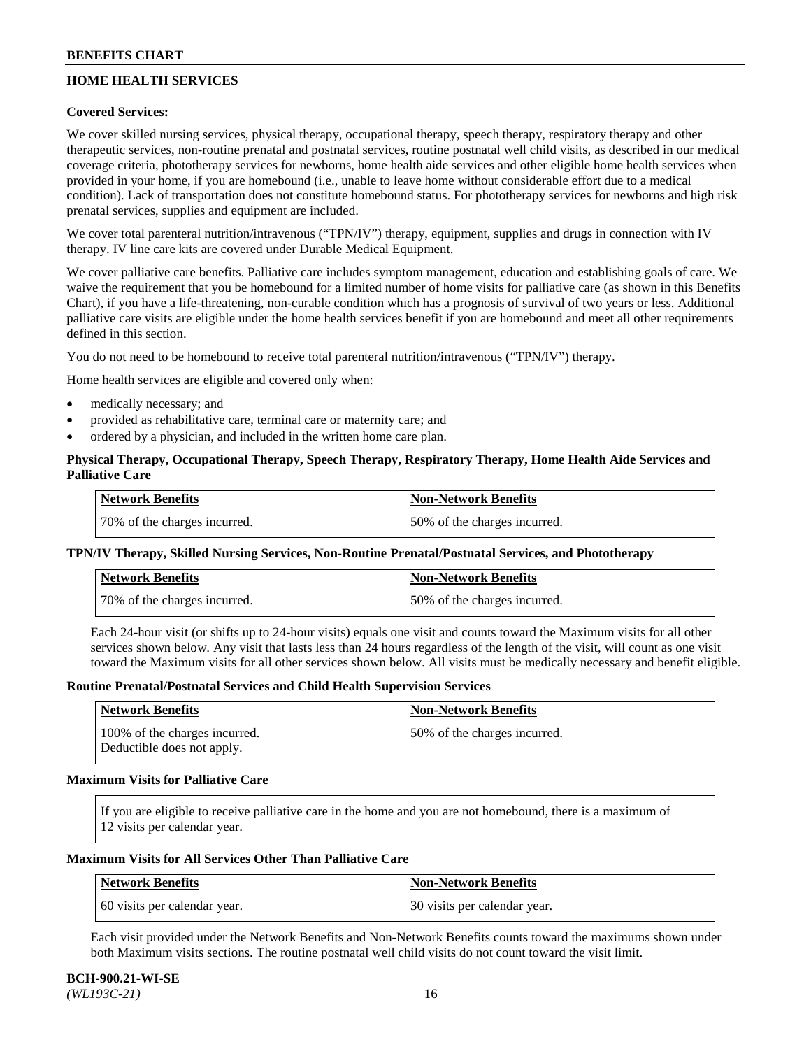## HOME HEALTH SERVICES

### Covered Services:

We cover skilled nursing services, physical therapy, occupational therapy, speech therapy, respiratory therapy and other therapeutic services, non-routine prenatal and postnatal services, routine postnatal well child visits, as described in our medical coverage criteria, phototherapy services for newborns, home health aide services and other eligible home health services when provided in your home, if you are homebound (i.e., unable to leave home without considerable effort due to a medical condition). Lack of transportation does not constitute homebound status. For phototherapy services for newborns and high risk prenatal services, supplies and equipment are included.

We cover total parenteral nutrition/intravenous ("TPN/IV") therapy, equipment, supplies and drugs in connection with IV therapy. IV line care kits are covered under Durable Medical Equipment.

We cover palliative care benefits. Palliative care includes symptom management, education and establishing goals of care. We waive the requirement that you be homebound for a limited number of home visits for palliative care (as shown in this Benefits Chart), if you have a life-threatening, non-curable condition which has a prognosis of survival of two years or less. Additional palliative care visits are eligible under the home health services benefit if you are homebound and meet all other requirements defined in this section.

You do not need to be homebound to receive total parenteral nutrition/intravenous ("TPN/IV") therapy.

Home health services are eligible and covered only when:

- medically necessary; and
- provided as rehabilitative care, terminal care or maternity care; and
- ordered by a physician, and included in the written home care plan.

### Physical Therapy, Occupational Therapy, Speech Therapy, Respiratory Therapy, Home Health Aide Services and Palliative Care

| Network Benefits | Non-Network Benefits |
|---|---|
| 70% of the charges incurred. | 50% of the charges incurred. |

### TPN/IV Therapy, Skilled Nursing Services, Non-Routine Prenatal/Postnatal Services, and Phototherapy

| Network Benefits | Non-Network Benefits |
|---|---|
| 70% of the charges incurred. | 50% of the charges incurred. |

Each 24-hour visit (or shifts up to 24-hour visits) equals one visit and counts toward the Maximum visits for all other services shown below. Any visit that lasts less than 24 hours regardless of the length of the visit, will count as one visit toward the Maximum visits for all other services shown below. All visits must be medically necessary and benefit eligible.

### Routine Prenatal/Postnatal Services and Child Health Supervision Services

| Network Benefits | Non-Network Benefits |
|---|---|
| 100% of the charges incurred. Deductible does not apply. | 50% of the charges incurred. |

### Maximum Visits for Palliative Care

If you are eligible to receive palliative care in the home and you are not homebound, there is a maximum of 12 visits per calendar year.

### Maximum Visits for All Services Other Than Palliative Care

| Network Benefits | Non-Network Benefits |
|---|---|
| 60 visits per calendar year. | 30 visits per calendar year. |

Each visit provided under the Network Benefits and Non-Network Benefits counts toward the maximums shown under both Maximum visits sections. The routine postnatal well child visits do not count toward the visit limit.

**BCH-900.21-WI-SE**
*(WL193C-21)*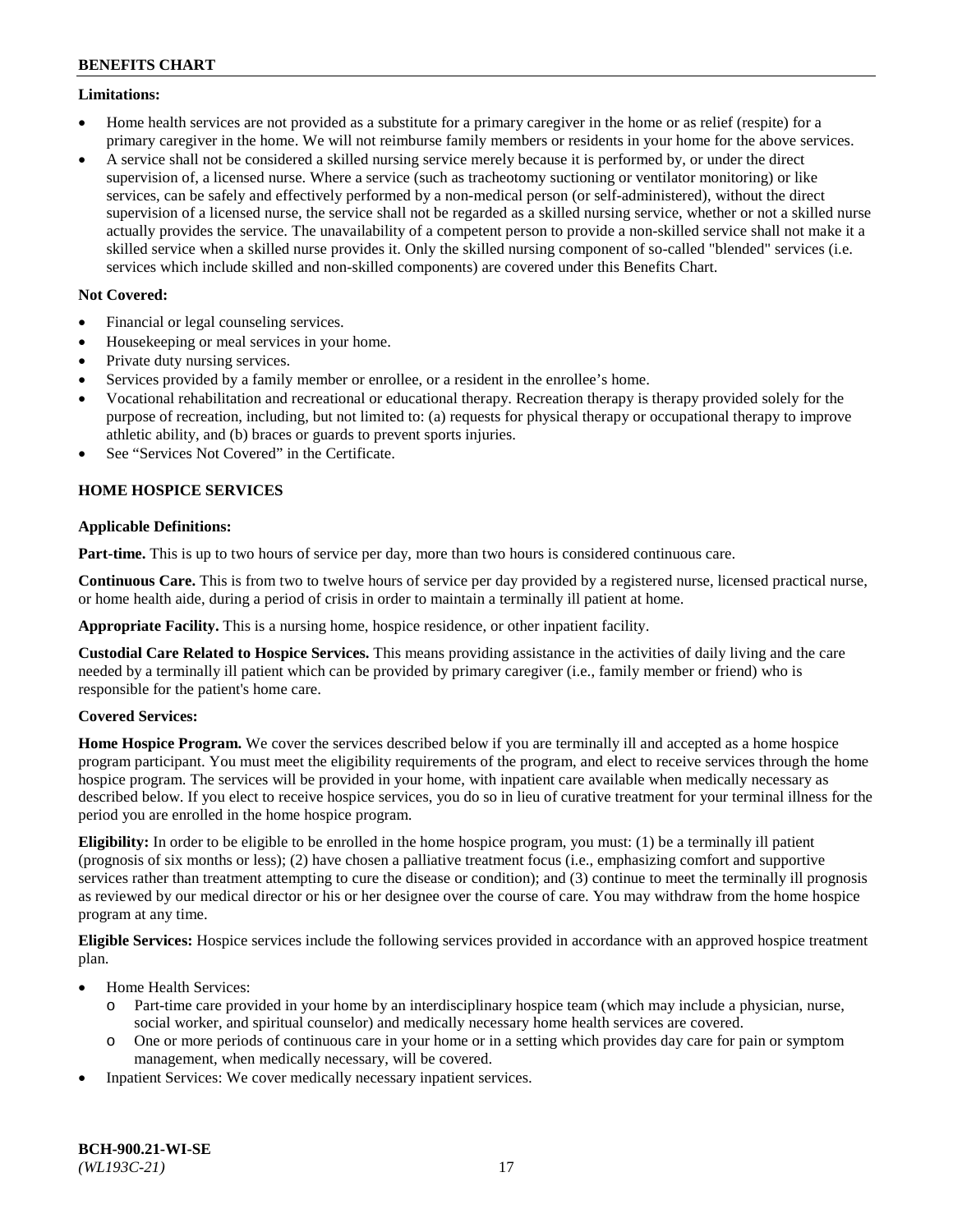**Limitations:**

- Home health services are not provided as a substitute for a primary caregiver in the home or as relief (respite) for a primary caregiver in the home. We will not reimburse family members or residents in your home for the above services.
- A service shall not be considered a skilled nursing service merely because it is performed by, or under the direct supervision of, a licensed nurse. Where a service (such as tracheotomy suctioning or ventilator monitoring) or like services, can be safely and effectively performed by a non-medical person (or self-administered), without the direct supervision of a licensed nurse, the service shall not be regarded as a skilled nursing service, whether or not a skilled nurse actually provides the service. The unavailability of a competent person to provide a non-skilled service shall not make it a skilled service when a skilled nurse provides it. Only the skilled nursing component of so-called "blended" services (i.e. services which include skilled and non-skilled components) are covered under this Benefits Chart.

**Not Covered:**

- Financial or legal counseling services.
- Housekeeping or meal services in your home.
- Private duty nursing services.
- Services provided by a family member or enrollee, or a resident in the enrollee's home.
- Vocational rehabilitation and recreational or educational therapy. Recreation therapy is therapy provided solely for the purpose of recreation, including, but not limited to: (a) requests for physical therapy or occupational therapy to improve athletic ability, and (b) braces or guards to prevent sports injuries.
- See "Services Not Covered" in the Certificate.

## HOME HOSPICE SERVICES

**Applicable Definitions:**

**Part-time.** This is up to two hours of service per day, more than two hours is considered continuous care.

**Continuous Care.** This is from two to twelve hours of service per day provided by a registered nurse, licensed practical nurse, or home health aide, during a period of crisis in order to maintain a terminally ill patient at home.

**Appropriate Facility.** This is a nursing home, hospice residence, or other inpatient facility.

**Custodial Care Related to Hospice Services.** This means providing assistance in the activities of daily living and the care needed by a terminally ill patient which can be provided by primary caregiver (i.e., family member or friend) who is responsible for the patient's home care.

**Covered Services:**

**Home Hospice Program.** We cover the services described below if you are terminally ill and accepted as a home hospice program participant. You must meet the eligibility requirements of the program, and elect to receive services through the home hospice program. The services will be provided in your home, with inpatient care available when medically necessary as described below. If you elect to receive hospice services, you do so in lieu of curative treatment for your terminal illness for the period you are enrolled in the home hospice program.

**Eligibility:** In order to be eligible to be enrolled in the home hospice program, you must: (1) be a terminally ill patient (prognosis of six months or less); (2) have chosen a palliative treatment focus (i.e., emphasizing comfort and supportive services rather than treatment attempting to cure the disease or condition); and (3) continue to meet the terminally ill prognosis as reviewed by our medical director or his or her designee over the course of care. You may withdraw from the home hospice program at any time.

**Eligible Services:** Hospice services include the following services provided in accordance with an approved hospice treatment plan.

- Home Health Services:
  - Part-time care provided in your home by an interdisciplinary hospice team (which may include a physician, nurse, social worker, and spiritual counselor) and medically necessary home health services are covered.
  - One or more periods of continuous care in your home or in a setting which provides day care for pain or symptom management, when medically necessary, will be covered.
- Inpatient Services: We cover medically necessary inpatient services.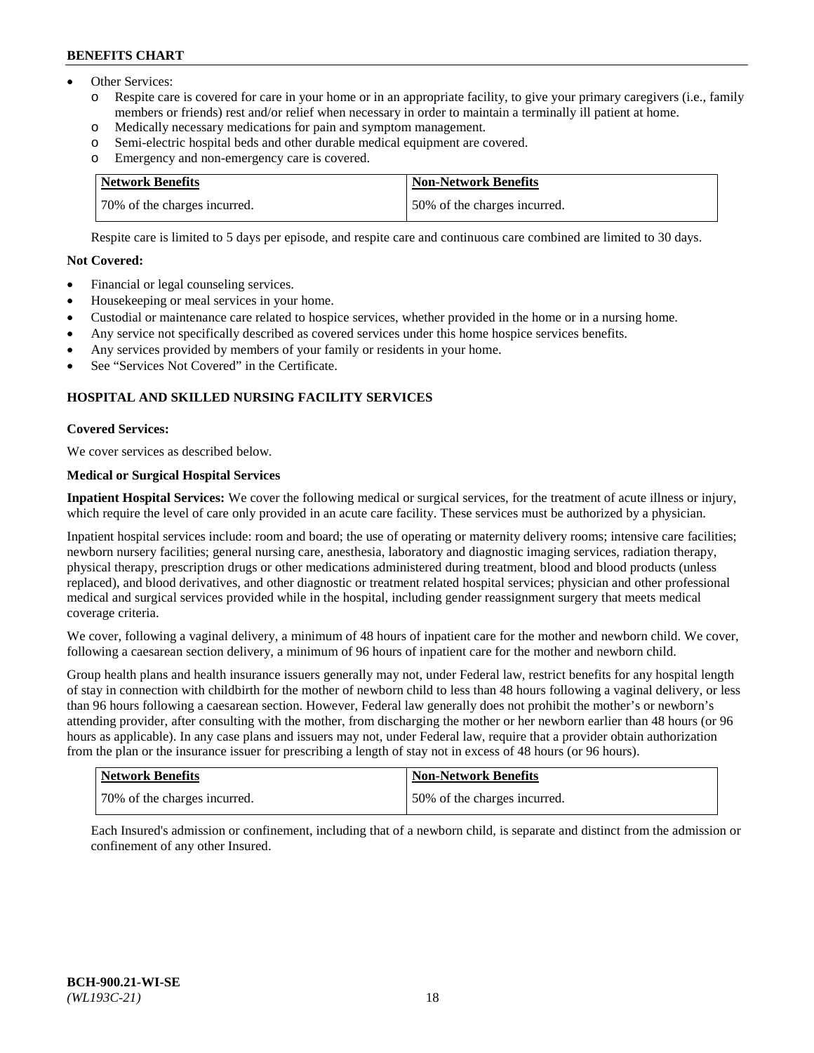- Other Services:
  - o Respite care is covered for care in your home or in an appropriate facility, to give your primary caregivers (i.e., family members or friends) rest and/or relief when necessary in order to maintain a terminally ill patient at home.
  - o Medically necessary medications for pain and symptom management.
  - o Semi-electric hospital beds and other durable medical equipment are covered.
  - o Emergency and non-emergency care is covered.

| Network Benefits | Non-Network Benefits |
|---|---|
| 70% of the charges incurred. | 50% of the charges incurred. |

Respite care is limited to 5 days per episode, and respite care and continuous care combined are limited to 30 days.

**Not Covered:**

- Financial or legal counseling services.
- Housekeeping or meal services in your home.
- Custodial or maintenance care related to hospice services, whether provided in the home or in a nursing home.
- Any service not specifically described as covered services under this home hospice services benefits.
- Any services provided by members of your family or residents in your home.
- See "Services Not Covered" in the Certificate.

## HOSPITAL AND SKILLED NURSING FACILITY SERVICES

**Covered Services:**

We cover services as described below.

**Medical or Surgical Hospital Services**

**Inpatient Hospital Services:** We cover the following medical or surgical services, for the treatment of acute illness or injury, which require the level of care only provided in an acute care facility. These services must be authorized by a physician.

Inpatient hospital services include: room and board; the use of operating or maternity delivery rooms; intensive care facilities; newborn nursery facilities; general nursing care, anesthesia, laboratory and diagnostic imaging services, radiation therapy, physical therapy, prescription drugs or other medications administered during treatment, blood and blood products (unless replaced), and blood derivatives, and other diagnostic or treatment related hospital services; physician and other professional medical and surgical services provided while in the hospital, including gender reassignment surgery that meets medical coverage criteria.

We cover, following a vaginal delivery, a minimum of 48 hours of inpatient care for the mother and newborn child. We cover, following a caesarean section delivery, a minimum of 96 hours of inpatient care for the mother and newborn child.

Group health plans and health insurance issuers generally may not, under Federal law, restrict benefits for any hospital length of stay in connection with childbirth for the mother of newborn child to less than 48 hours following a vaginal delivery, or less than 96 hours following a caesarean section. However, Federal law generally does not prohibit the mother's or newborn's attending provider, after consulting with the mother, from discharging the mother or her newborn earlier than 48 hours (or 96 hours as applicable). In any case plans and issuers may not, under Federal law, require that a provider obtain authorization from the plan or the insurance issuer for prescribing a length of stay not in excess of 48 hours (or 96 hours).

| Network Benefits | Non-Network Benefits |
|---|---|
| 70% of the charges incurred. | 50% of the charges incurred. |

Each Insured's admission or confinement, including that of a newborn child, is separate and distinct from the admission or confinement of any other Insured.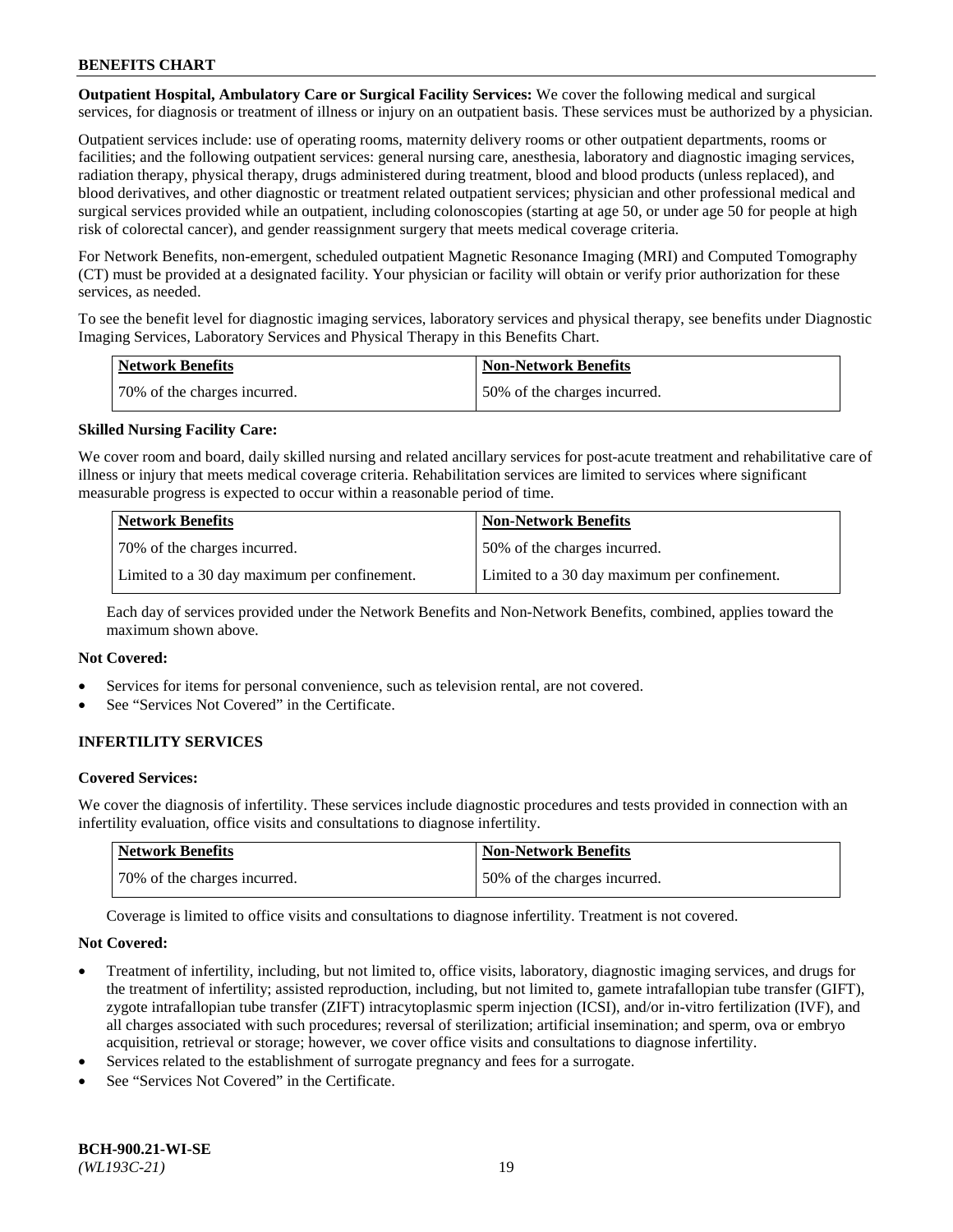**Outpatient Hospital, Ambulatory Care or Surgical Facility Services:** We cover the following medical and surgical services, for diagnosis or treatment of illness or injury on an outpatient basis. These services must be authorized by a physician.

Outpatient services include: use of operating rooms, maternity delivery rooms or other outpatient departments, rooms or facilities; and the following outpatient services: general nursing care, anesthesia, laboratory and diagnostic imaging services, radiation therapy, physical therapy, drugs administered during treatment, blood and blood products (unless replaced), and blood derivatives, and other diagnostic or treatment related outpatient services; physician and other professional medical and surgical services provided while an outpatient, including colonoscopies (starting at age 50, or under age 50 for people at high risk of colorectal cancer), and gender reassignment surgery that meets medical coverage criteria.

For Network Benefits, non-emergent, scheduled outpatient Magnetic Resonance Imaging (MRI) and Computed Tomography (CT) must be provided at a designated facility. Your physician or facility will obtain or verify prior authorization for these services, as needed.

To see the benefit level for diagnostic imaging services, laboratory services and physical therapy, see benefits under Diagnostic Imaging Services, Laboratory Services and Physical Therapy in this Benefits Chart.

| Network Benefits | Non-Network Benefits |
|---|---|
| 70% of the charges incurred. | 50% of the charges incurred. |

**Skilled Nursing Facility Care:**

We cover room and board, daily skilled nursing and related ancillary services for post-acute treatment and rehabilitative care of illness or injury that meets medical coverage criteria. Rehabilitation services are limited to services where significant measurable progress is expected to occur within a reasonable period of time.

| Network Benefits | Non-Network Benefits |
|---|---|
| 70% of the charges incurred. | 50% of the charges incurred. |
| Limited to a 30 day maximum per confinement. | Limited to a 30 day maximum per confinement. |

Each day of services provided under the Network Benefits and Non-Network Benefits, combined, applies toward the maximum shown above.

**Not Covered:**

- Services for items for personal convenience, such as television rental, are not covered.
- See "Services Not Covered" in the Certificate.

## INFERTILITY SERVICES

**Covered Services:**

We cover the diagnosis of infertility. These services include diagnostic procedures and tests provided in connection with an infertility evaluation, office visits and consultations to diagnose infertility.

| Network Benefits | Non-Network Benefits |
|---|---|
| 70% of the charges incurred. | 50% of the charges incurred. |

Coverage is limited to office visits and consultations to diagnose infertility. Treatment is not covered.

**Not Covered:**

- Treatment of infertility, including, but not limited to, office visits, laboratory, diagnostic imaging services, and drugs for the treatment of infertility; assisted reproduction, including, but not limited to, gamete intrafallopian tube transfer (GIFT), zygote intrafallopian tube transfer (ZIFT) intracytoplasmic sperm injection (ICSI), and/or in-vitro fertilization (IVF), and all charges associated with such procedures; reversal of sterilization; artificial insemination; and sperm, ova or embryo acquisition, retrieval or storage; however, we cover office visits and consultations to diagnose infertility.
- Services related to the establishment of surrogate pregnancy and fees for a surrogate.
- See "Services Not Covered" in the Certificate.

**BCH-900.21-WI-SE**
*(WL193C-21)*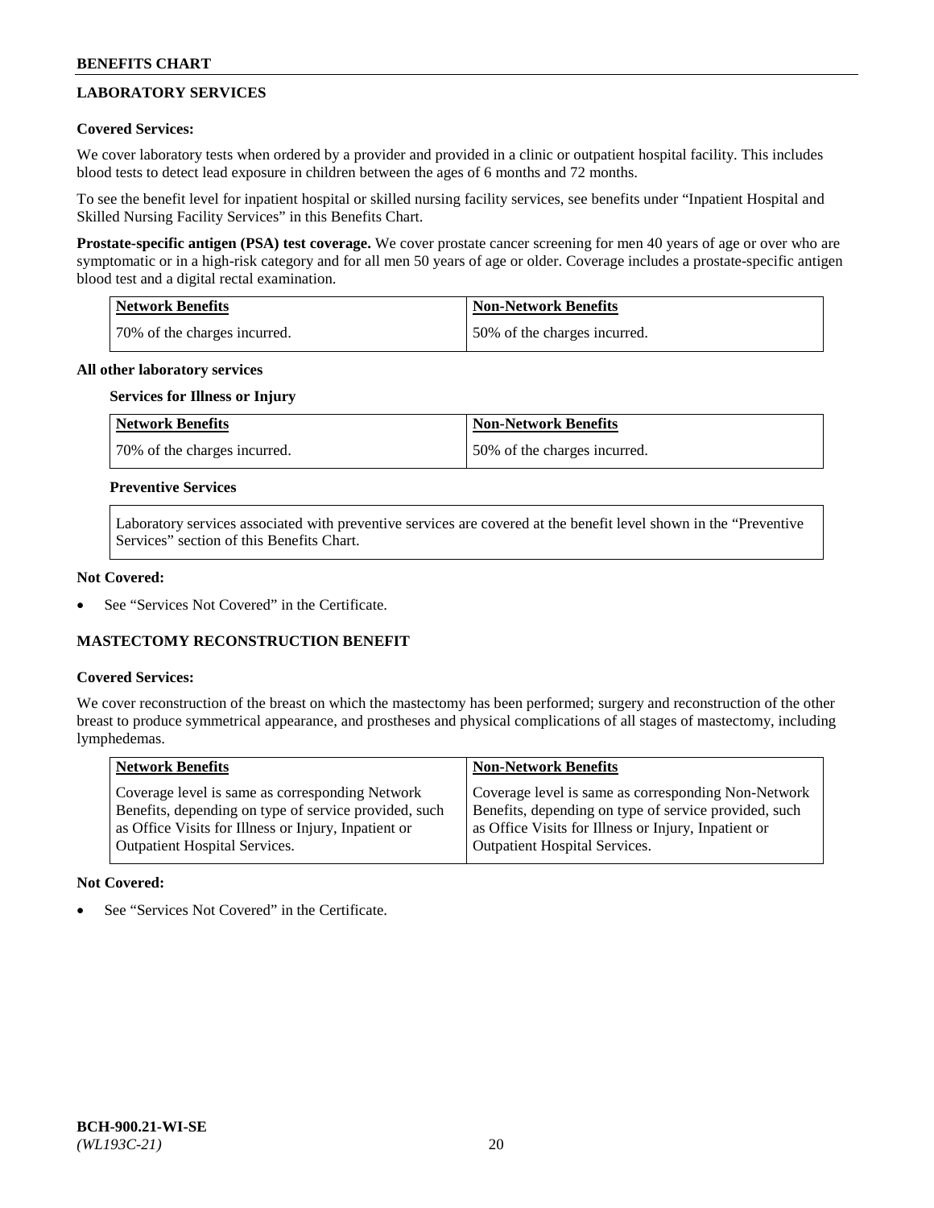## LABORATORY SERVICES

**Covered Services:**

We cover laboratory tests when ordered by a provider and provided in a clinic or outpatient hospital facility. This includes blood tests to detect lead exposure in children between the ages of 6 months and 72 months.

To see the benefit level for inpatient hospital or skilled nursing facility services, see benefits under "Inpatient Hospital and Skilled Nursing Facility Services" in this Benefits Chart.

**Prostate-specific antigen (PSA) test coverage.** We cover prostate cancer screening for men 40 years of age or over who are symptomatic or in a high-risk category and for all men 50 years of age or older. Coverage includes a prostate-specific antigen blood test and a digital rectal examination.

| Network Benefits | Non-Network Benefits |
|---|---|
| 70% of the charges incurred. | 50% of the charges incurred. |

**All other laboratory services**

**Services for Illness or Injury**

| Network Benefits | Non-Network Benefits |
|---|---|
| 70% of the charges incurred. | 50% of the charges incurred. |

**Preventive Services**

Laboratory services associated with preventive services are covered at the benefit level shown in the "Preventive Services" section of this Benefits Chart.

**Not Covered:**

- See "Services Not Covered" in the Certificate.

## MASTECTOMY RECONSTRUCTION BENEFIT

**Covered Services:**

We cover reconstruction of the breast on which the mastectomy has been performed; surgery and reconstruction of the other breast to produce symmetrical appearance, and prostheses and physical complications of all stages of mastectomy, including lymphedemas.

| Network Benefits | Non-Network Benefits |
|---|---|
| Coverage level is same as corresponding Network Benefits, depending on type of service provided, such as Office Visits for Illness or Injury, Inpatient or Outpatient Hospital Services. | Coverage level is same as corresponding Non-Network Benefits, depending on type of service provided, such as Office Visits for Illness or Injury, Inpatient or Outpatient Hospital Services. |

**Not Covered:**

- See "Services Not Covered" in the Certificate.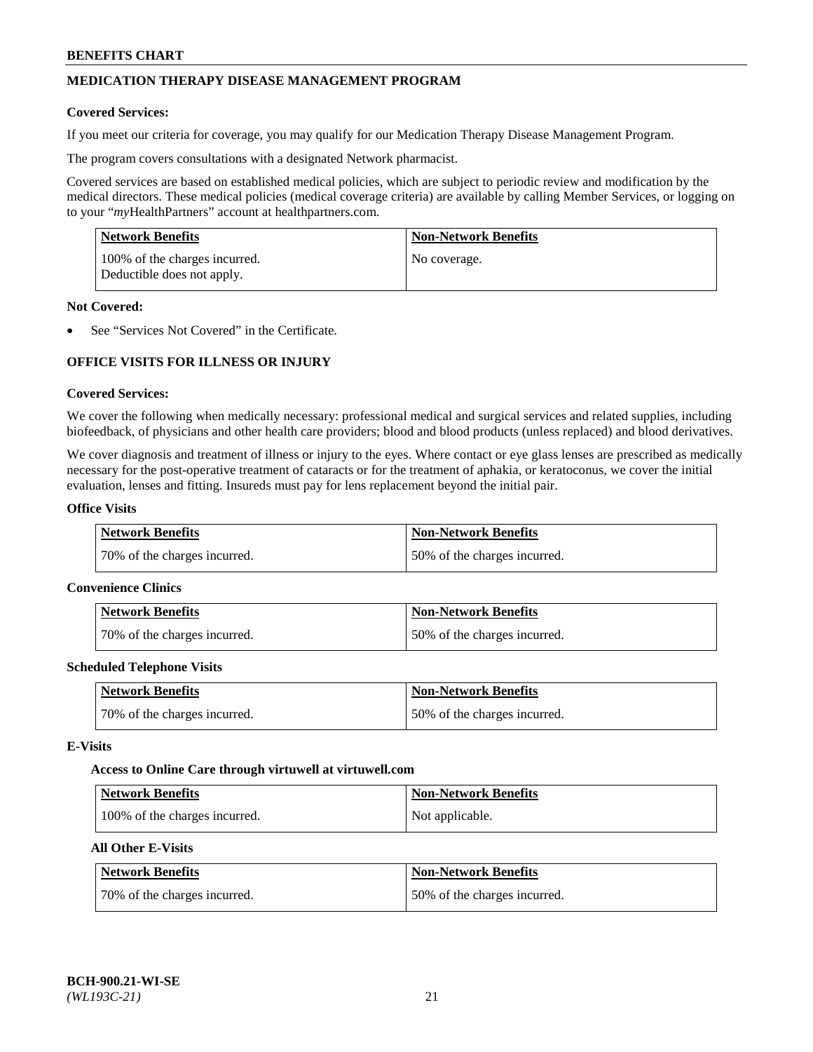## MEDICATION THERAPY DISEASE MANAGEMENT PROGRAM

**Covered Services:**

If you meet our criteria for coverage, you may qualify for our Medication Therapy Disease Management Program.

The program covers consultations with a designated Network pharmacist.

Covered services are based on established medical policies, which are subject to periodic review and modification by the medical directors. These medical policies (medical coverage criteria) are available by calling Member Services, or logging on to your "*my*HealthPartners" account at healthpartners.com.

| Network Benefits | Non-Network Benefits |
| --- | --- |
| 100% of the charges incurred. Deductible does not apply. | No coverage. |

**Not Covered:**

- See "Services Not Covered" in the Certificate.

## OFFICE VISITS FOR ILLNESS OR INJURY

**Covered Services:**

We cover the following when medically necessary: professional medical and surgical services and related supplies, including biofeedback, of physicians and other health care providers; blood and blood products (unless replaced) and blood derivatives.

We cover diagnosis and treatment of illness or injury to the eyes. Where contact or eye glass lenses are prescribed as medically necessary for the post-operative treatment of cataracts or for the treatment of aphakia, or keratoconus, we cover the initial evaluation, lenses and fitting. Insureds must pay for lens replacement beyond the initial pair.

**Office Visits**

| Network Benefits | Non-Network Benefits |
| --- | --- |
| 70% of the charges incurred. | 50% of the charges incurred. |

**Convenience Clinics**

| Network Benefits | Non-Network Benefits |
| --- | --- |
| 70% of the charges incurred. | 50% of the charges incurred. |

**Scheduled Telephone Visits**

| Network Benefits | Non-Network Benefits |
| --- | --- |
| 70% of the charges incurred. | 50% of the charges incurred. |

**E-Visits**

**Access to Online Care through virtuwell at virtuwell.com**

| Network Benefits | Non-Network Benefits |
| --- | --- |
| 100% of the charges incurred. | Not applicable. |

**All Other E-Visits**

| Network Benefits | Non-Network Benefits |
| --- | --- |
| 70% of the charges incurred. | 50% of the charges incurred. |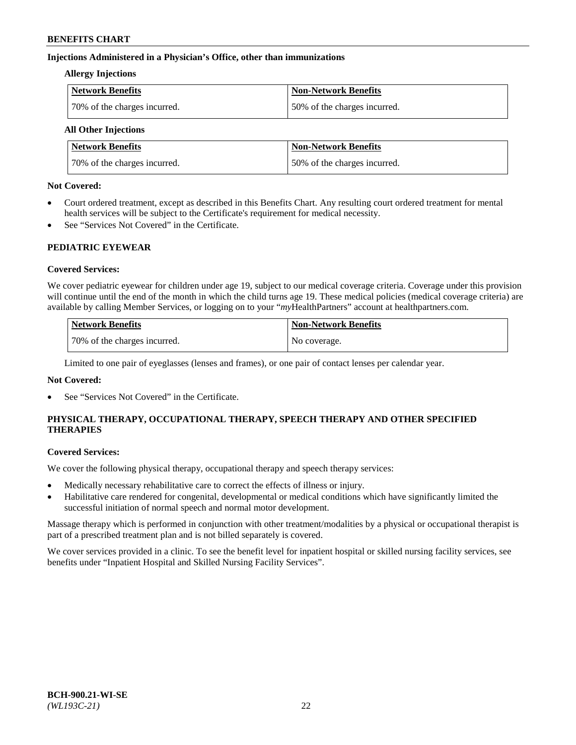### Injections Administered in a Physician's Office, other than immunizations

**Allergy Injections**

| Network Benefits | Non-Network Benefits |
| --- | --- |
| 70% of the charges incurred. | 50% of the charges incurred. |

**All Other Injections**

| Network Benefits | Non-Network Benefits |
| --- | --- |
| 70% of the charges incurred. | 50% of the charges incurred. |

**Not Covered:**

- Court ordered treatment, except as described in this Benefits Chart. Any resulting court ordered treatment for mental health services will be subject to the Certificate's requirement for medical necessity.
- See "Services Not Covered" in the Certificate.

## PEDIATRIC EYEWEAR

**Covered Services:**

We cover pediatric eyewear for children under age 19, subject to our medical coverage criteria. Coverage under this provision will continue until the end of the month in which the child turns age 19. These medical policies (medical coverage criteria) are available by calling Member Services, or logging on to your "*my*HealthPartners" account at healthpartners.com.

| Network Benefits | Non-Network Benefits |
| --- | --- |
| 70% of the charges incurred. | No coverage. |

Limited to one pair of eyeglasses (lenses and frames), or one pair of contact lenses per calendar year.

**Not Covered:**

- See "Services Not Covered" in the Certificate.

## PHYSICAL THERAPY, OCCUPATIONAL THERAPY, SPEECH THERAPY AND OTHER SPECIFIED THERAPIES

**Covered Services:**

We cover the following physical therapy, occupational therapy and speech therapy services:

- Medically necessary rehabilitative care to correct the effects of illness or injury.
- Habilitative care rendered for congenital, developmental or medical conditions which have significantly limited the successful initiation of normal speech and normal motor development.

Massage therapy which is performed in conjunction with other treatment/modalities by a physical or occupational therapist is part of a prescribed treatment plan and is not billed separately is covered.

We cover services provided in a clinic. To see the benefit level for inpatient hospital or skilled nursing facility services, see benefits under "Inpatient Hospital and Skilled Nursing Facility Services".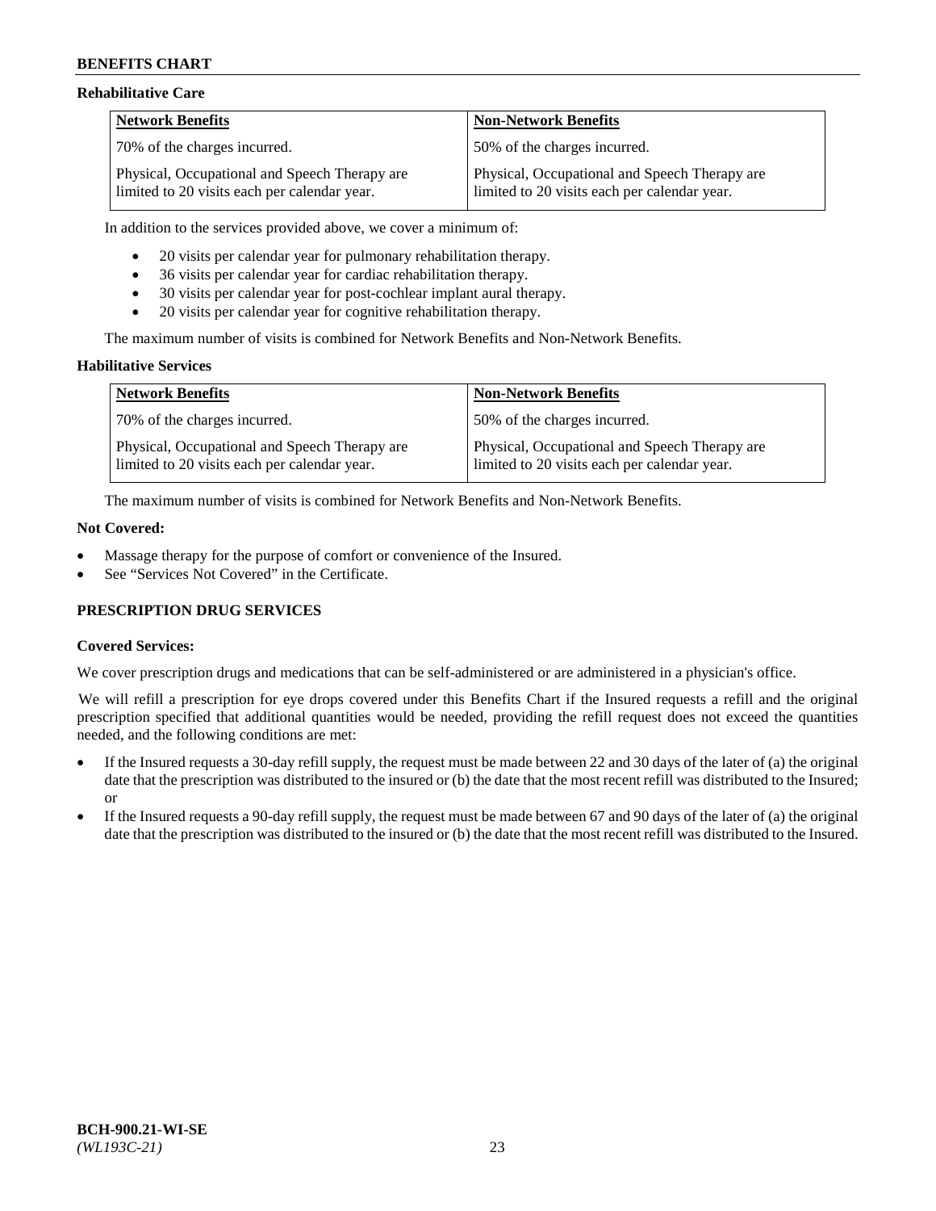#### Rehabilitative Care

| Network Benefits | Non-Network Benefits |
|---|---|
| 70% of the charges incurred. | 50% of the charges incurred. |
| Physical, Occupational and Speech Therapy are limited to 20 visits each per calendar year. | Physical, Occupational and Speech Therapy are limited to 20 visits each per calendar year. |

In addition to the services provided above, we cover a minimum of:

- 20 visits per calendar year for pulmonary rehabilitation therapy.
- 36 visits per calendar year for cardiac rehabilitation therapy.
- 30 visits per calendar year for post-cochlear implant aural therapy.
- 20 visits per calendar year for cognitive rehabilitation therapy.

The maximum number of visits is combined for Network Benefits and Non-Network Benefits.

#### Habilitative Services

| Network Benefits | Non-Network Benefits |
|---|---|
| 70% of the charges incurred. | 50% of the charges incurred. |
| Physical, Occupational and Speech Therapy are limited to 20 visits each per calendar year. | Physical, Occupational and Speech Therapy are limited to 20 visits each per calendar year. |

The maximum number of visits is combined for Network Benefits and Non-Network Benefits.

#### Not Covered:

- Massage therapy for the purpose of comfort or convenience of the Insured.
- See "Services Not Covered" in the Certificate.

### PRESCRIPTION DRUG SERVICES

#### Covered Services:

We cover prescription drugs and medications that can be self-administered or are administered in a physician's office.

We will refill a prescription for eye drops covered under this Benefits Chart if the Insured requests a refill and the original prescription specified that additional quantities would be needed, providing the refill request does not exceed the quantities needed, and the following conditions are met:

- If the Insured requests a 30-day refill supply, the request must be made between 22 and 30 days of the later of (a) the original date that the prescription was distributed to the insured or (b) the date that the most recent refill was distributed to the Insured; or
- If the Insured requests a 90-day refill supply, the request must be made between 67 and 90 days of the later of (a) the original date that the prescription was distributed to the insured or (b) the date that the most recent refill was distributed to the Insured.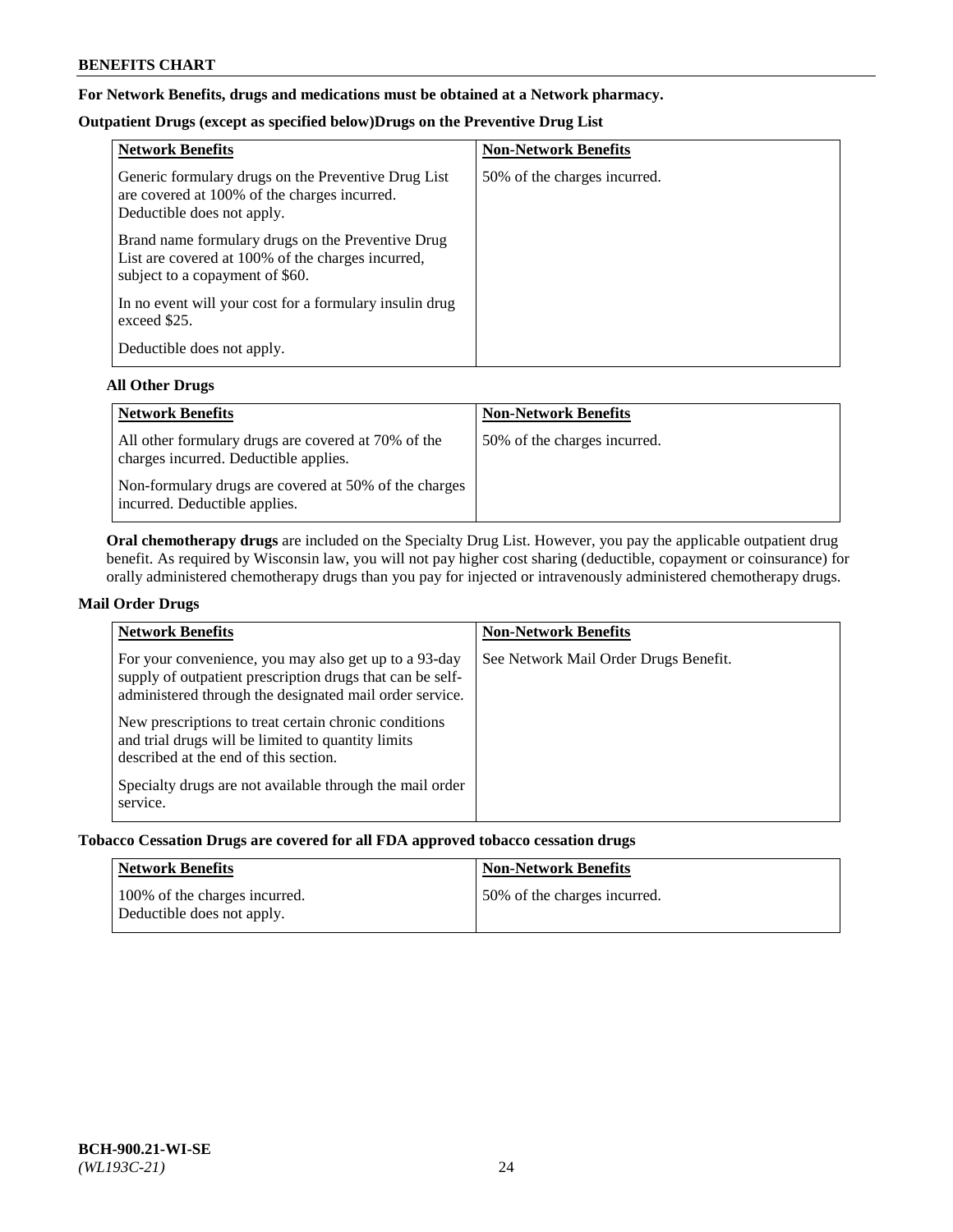**For Network Benefits, drugs and medications must be obtained at a Network pharmacy.**

**Outpatient Drugs (except as specified below)Drugs on the Preventive Drug List**

| Network Benefits | Non-Network Benefits |
|---|---|
| Generic formulary drugs on the Preventive Drug List are covered at 100% of the charges incurred. Deductible does not apply.<br><br>Brand name formulary drugs on the Preventive Drug List are covered at 100% of the charges incurred, subject to a copayment of $60.<br><br>In no event will your cost for a formulary insulin drug exceed $25.<br><br>Deductible does not apply. | 50% of the charges incurred. |

**All Other Drugs**

| Network Benefits | Non-Network Benefits |
|---|---|
| All other formulary drugs are covered at 70% of the charges incurred. Deductible applies.<br><br>Non-formulary drugs are covered at 50% of the charges incurred. Deductible applies. | 50% of the charges incurred. |

**Oral chemotherapy drugs** are included on the Specialty Drug List. However, you pay the applicable outpatient drug benefit. As required by Wisconsin law, you will not pay higher cost sharing (deductible, copayment or coinsurance) for orally administered chemotherapy drugs than you pay for injected or intravenously administered chemotherapy drugs.

**Mail Order Drugs**

| Network Benefits | Non-Network Benefits |
|---|---|
| For your convenience, you may also get up to a 93-day supply of outpatient prescription drugs that can be self-administered through the designated mail order service.<br><br>New prescriptions to treat certain chronic conditions and trial drugs will be limited to quantity limits described at the end of this section.<br><br>Specialty drugs are not available through the mail order service. | See Network Mail Order Drugs Benefit. |

**Tobacco Cessation Drugs are covered for all FDA approved tobacco cessation drugs**

| Network Benefits | Non-Network Benefits |
|---|---|
| 100% of the charges incurred. Deductible does not apply. | 50% of the charges incurred. |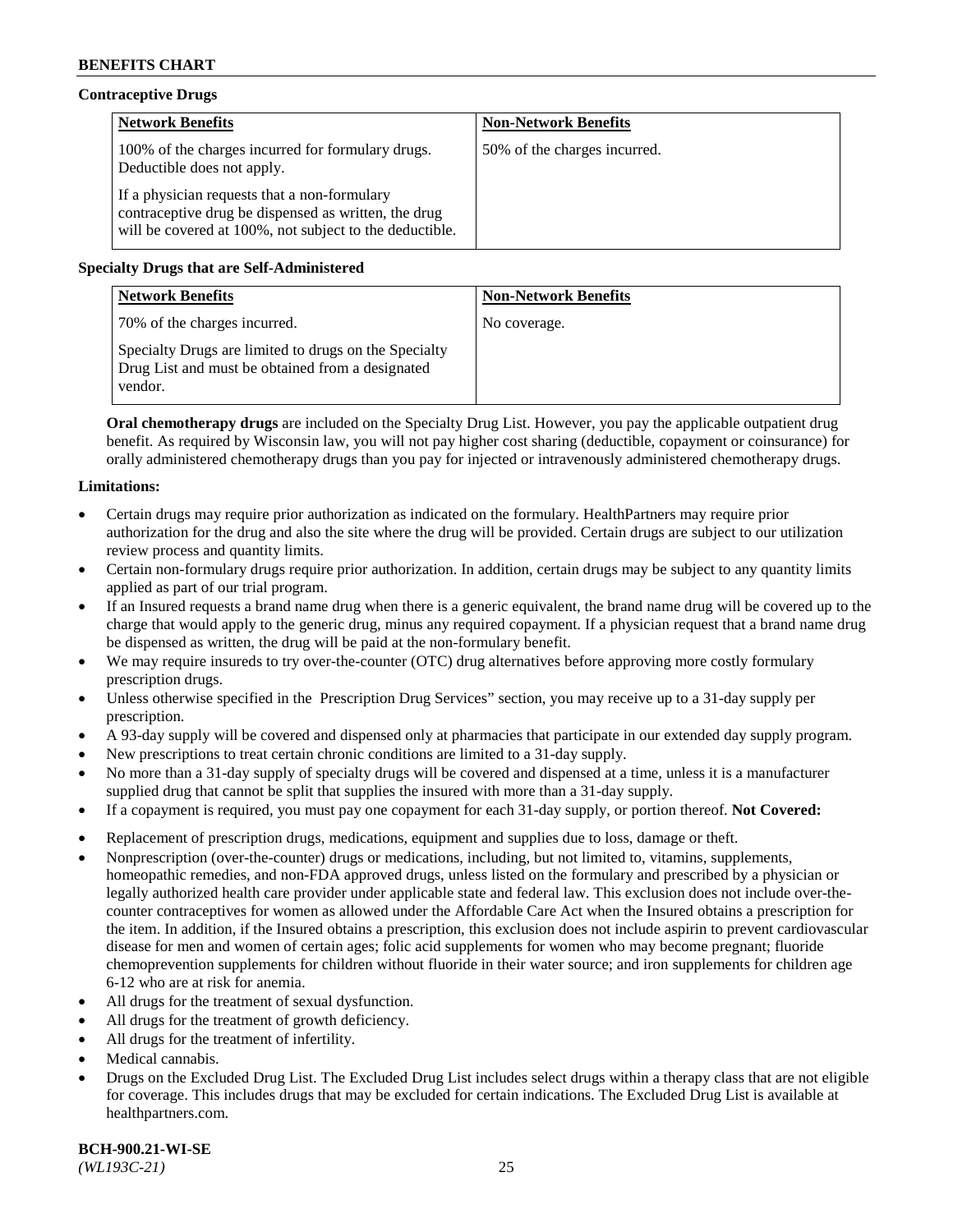### Contraceptive Drugs

| Network Benefits | Non-Network Benefits |
| --- | --- |
| 100% of the charges incurred for formulary drugs. Deductible does not apply. If a physician requests that a non-formulary contraceptive drug be dispensed as written, the drug will be covered at 100%, not subject to the deductible. | 50% of the charges incurred. |

### Specialty Drugs that are Self-Administered

| Network Benefits | Non-Network Benefits |
| --- | --- |
| 70% of the charges incurred. Specialty Drugs are limited to drugs on the Specialty Drug List and must be obtained from a designated vendor. | No coverage. |

**Oral chemotherapy drugs** are included on the Specialty Drug List. However, you pay the applicable outpatient drug benefit. As required by Wisconsin law, you will not pay higher cost sharing (deductible, copayment or coinsurance) for orally administered chemotherapy drugs than you pay for injected or intravenously administered chemotherapy drugs.

**Limitations:**

- Certain drugs may require prior authorization as indicated on the formulary. HealthPartners may require prior authorization for the drug and also the site where the drug will be provided. Certain drugs are subject to our utilization review process and quantity limits.
- Certain non-formulary drugs require prior authorization. In addition, certain drugs may be subject to any quantity limits applied as part of our trial program.
- If an Insured requests a brand name drug when there is a generic equivalent, the brand name drug will be covered up to the charge that would apply to the generic drug, minus any required copayment. If a physician request that a brand name drug be dispensed as written, the drug will be paid at the non-formulary benefit.
- We may require insureds to try over-the-counter (OTC) drug alternatives before approving more costly formulary prescription drugs.
- Unless otherwise specified in the Prescription Drug Services" section, you may receive up to a 31-day supply per prescription.
- A 93-day supply will be covered and dispensed only at pharmacies that participate in our extended day supply program.
- New prescriptions to treat certain chronic conditions are limited to a 31-day supply.
- No more than a 31-day supply of specialty drugs will be covered and dispensed at a time, unless it is a manufacturer supplied drug that cannot be split that supplies the insured with more than a 31-day supply.
- If a copayment is required, you must pay one copayment for each 31-day supply, or portion thereof. **Not Covered:**
- Replacement of prescription drugs, medications, equipment and supplies due to loss, damage or theft.
- Nonprescription (over-the-counter) drugs or medications, including, but not limited to, vitamins, supplements, homeopathic remedies, and non-FDA approved drugs, unless listed on the formulary and prescribed by a physician or legally authorized health care provider under applicable state and federal law. This exclusion does not include over-the-counter contraceptives for women as allowed under the Affordable Care Act when the Insured obtains a prescription for the item. In addition, if the Insured obtains a prescription, this exclusion does not include aspirin to prevent cardiovascular disease for men and women of certain ages; folic acid supplements for women who may become pregnant; fluoride chemoprevention supplements for children without fluoride in their water source; and iron supplements for children age 6-12 who are at risk for anemia.
- All drugs for the treatment of sexual dysfunction.
- All drugs for the treatment of growth deficiency.
- All drugs for the treatment of infertility.
- Medical cannabis.
- Drugs on the Excluded Drug List. The Excluded Drug List includes select drugs within a therapy class that are not eligible for coverage. This includes drugs that may be excluded for certain indications. The Excluded Drug List is available at healthpartners.com.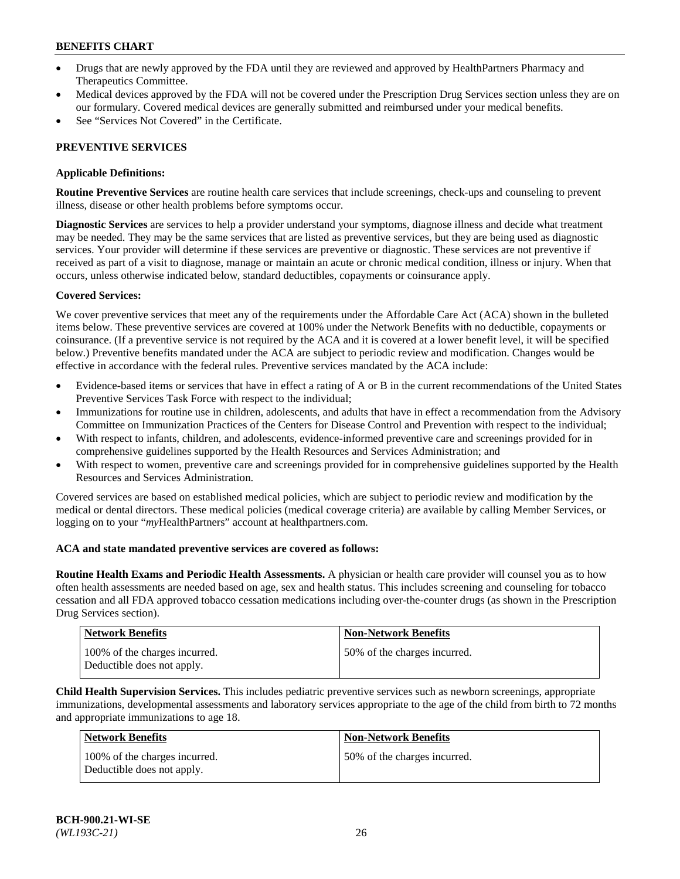- Drugs that are newly approved by the FDA until they are reviewed and approved by HealthPartners Pharmacy and Therapeutics Committee.
- Medical devices approved by the FDA will not be covered under the Prescription Drug Services section unless they are on our formulary. Covered medical devices are generally submitted and reimbursed under your medical benefits.
- See "Services Not Covered" in the Certificate.

## PREVENTIVE SERVICES

**Applicable Definitions:**

**Routine Preventive Services** are routine health care services that include screenings, check-ups and counseling to prevent illness, disease or other health problems before symptoms occur.

**Diagnostic Services** are services to help a provider understand your symptoms, diagnose illness and decide what treatment may be needed. They may be the same services that are listed as preventive services, but they are being used as diagnostic services. Your provider will determine if these services are preventive or diagnostic. These services are not preventive if received as part of a visit to diagnose, manage or maintain an acute or chronic medical condition, illness or injury. When that occurs, unless otherwise indicated below, standard deductibles, copayments or coinsurance apply.

**Covered Services:**

We cover preventive services that meet any of the requirements under the Affordable Care Act (ACA) shown in the bulleted items below. These preventive services are covered at 100% under the Network Benefits with no deductible, copayments or coinsurance. (If a preventive service is not required by the ACA and it is covered at a lower benefit level, it will be specified below.) Preventive benefits mandated under the ACA are subject to periodic review and modification. Changes would be effective in accordance with the federal rules. Preventive services mandated by the ACA include:

- Evidence-based items or services that have in effect a rating of A or B in the current recommendations of the United States Preventive Services Task Force with respect to the individual;
- Immunizations for routine use in children, adolescents, and adults that have in effect a recommendation from the Advisory Committee on Immunization Practices of the Centers for Disease Control and Prevention with respect to the individual;
- With respect to infants, children, and adolescents, evidence-informed preventive care and screenings provided for in comprehensive guidelines supported by the Health Resources and Services Administration; and
- With respect to women, preventive care and screenings provided for in comprehensive guidelines supported by the Health Resources and Services Administration.

Covered services are based on established medical policies, which are subject to periodic review and modification by the medical or dental directors. These medical policies (medical coverage criteria) are available by calling Member Services, or logging on to your "*my*HealthPartners" account at healthpartners.com.

**ACA and state mandated preventive services are covered as follows:**

**Routine Health Exams and Periodic Health Assessments.** A physician or health care provider will counsel you as to how often health assessments are needed based on age, sex and health status. This includes screening and counseling for tobacco cessation and all FDA approved tobacco cessation medications including over-the-counter drugs (as shown in the Prescription Drug Services section).

| Network Benefits | Non-Network Benefits |
|---|---|
| 100% of the charges incurred. Deductible does not apply. | 50% of the charges incurred. |

**Child Health Supervision Services.** This includes pediatric preventive services such as newborn screenings, appropriate immunizations, developmental assessments and laboratory services appropriate to the age of the child from birth to 72 months and appropriate immunizations to age 18.

| Network Benefits | Non-Network Benefits |
|---|---|
| 100% of the charges incurred. Deductible does not apply. | 50% of the charges incurred. |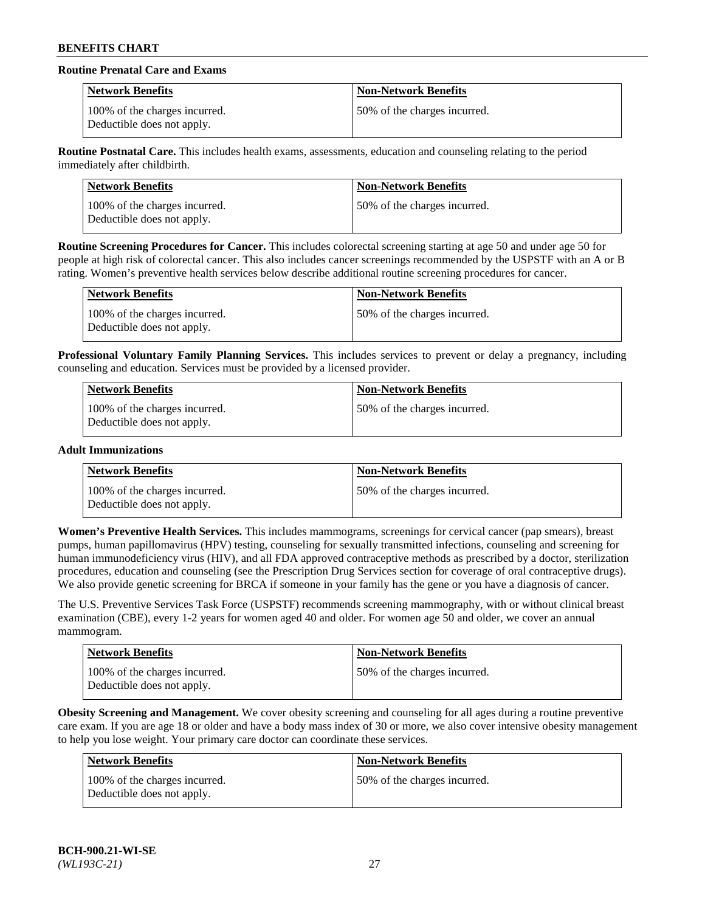**Routine Prenatal Care and Exams**

| Network Benefits | Non-Network Benefits |
| --- | --- |
| 100% of the charges incurred. Deductible does not apply. | 50% of the charges incurred. |

**Routine Postnatal Care.** This includes health exams, assessments, education and counseling relating to the period immediately after childbirth.

| Network Benefits | Non-Network Benefits |
| --- | --- |
| 100% of the charges incurred. Deductible does not apply. | 50% of the charges incurred. |

**Routine Screening Procedures for Cancer.** This includes colorectal screening starting at age 50 and under age 50 for people at high risk of colorectal cancer. This also includes cancer screenings recommended by the USPSTF with an A or B rating. Women's preventive health services below describe additional routine screening procedures for cancer.

| Network Benefits | Non-Network Benefits |
| --- | --- |
| 100% of the charges incurred. Deductible does not apply. | 50% of the charges incurred. |

**Professional Voluntary Family Planning Services.** This includes services to prevent or delay a pregnancy, including counseling and education. Services must be provided by a licensed provider.

| Network Benefits | Non-Network Benefits |
| --- | --- |
| 100% of the charges incurred. Deductible does not apply. | 50% of the charges incurred. |

**Adult Immunizations**

| Network Benefits | Non-Network Benefits |
| --- | --- |
| 100% of the charges incurred. Deductible does not apply. | 50% of the charges incurred. |

**Women's Preventive Health Services.** This includes mammograms, screenings for cervical cancer (pap smears), breast pumps, human papillomavirus (HPV) testing, counseling for sexually transmitted infections, counseling and screening for human immunodeficiency virus (HIV), and all FDA approved contraceptive methods as prescribed by a doctor, sterilization procedures, education and counseling (see the Prescription Drug Services section for coverage of oral contraceptive drugs). We also provide genetic screening for BRCA if someone in your family has the gene or you have a diagnosis of cancer.

The U.S. Preventive Services Task Force (USPSTF) recommends screening mammography, with or without clinical breast examination (CBE), every 1-2 years for women aged 40 and older. For women age 50 and older, we cover an annual mammogram.

| Network Benefits | Non-Network Benefits |
| --- | --- |
| 100% of the charges incurred. Deductible does not apply. | 50% of the charges incurred. |

**Obesity Screening and Management.** We cover obesity screening and counseling for all ages during a routine preventive care exam. If you are age 18 or older and have a body mass index of 30 or more, we also cover intensive obesity management to help you lose weight. Your primary care doctor can coordinate these services.

| Network Benefits | Non-Network Benefits |
| --- | --- |
| 100% of the charges incurred. Deductible does not apply. | 50% of the charges incurred. |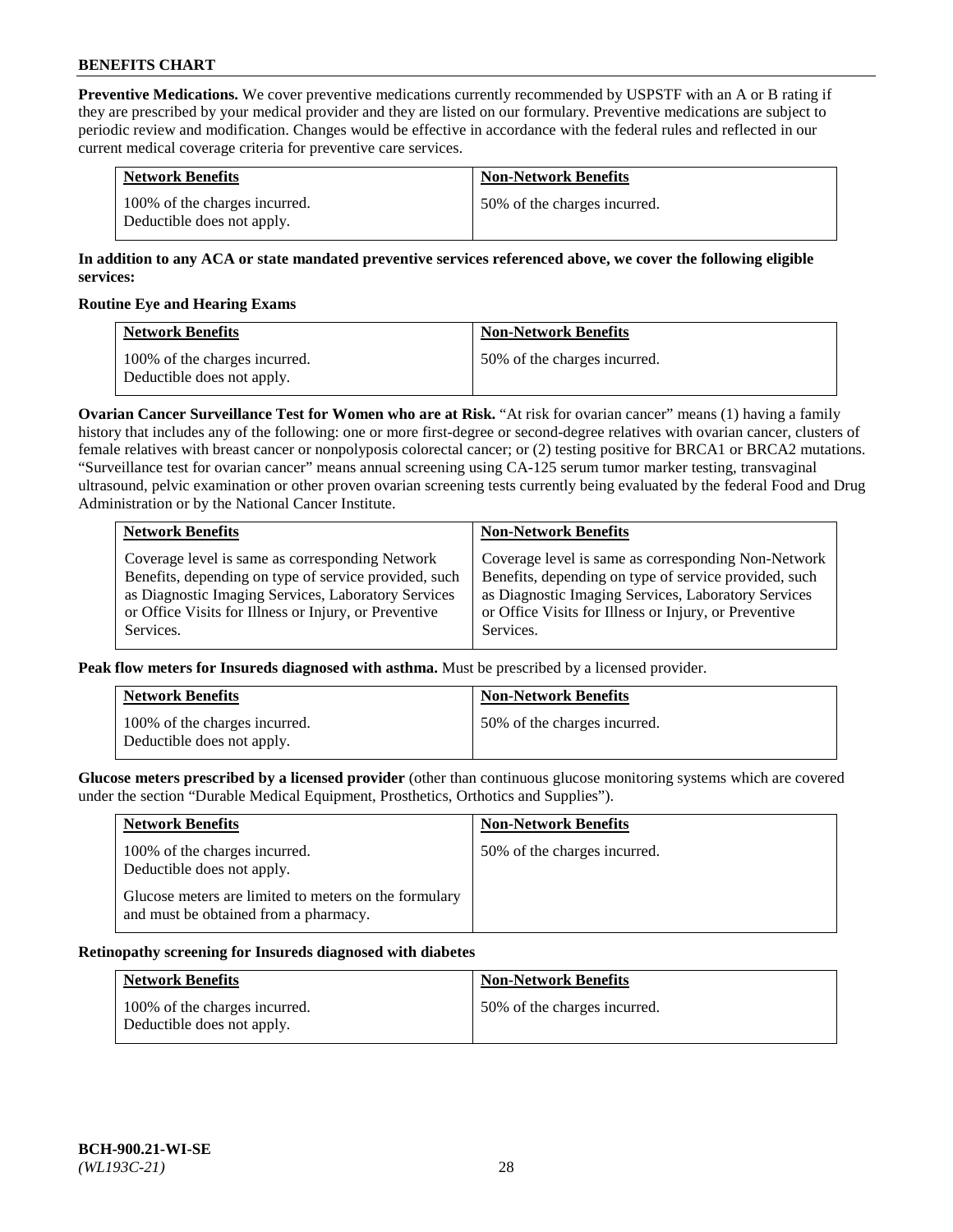**Preventive Medications.** We cover preventive medications currently recommended by USPSTF with an A or B rating if they are prescribed by your medical provider and they are listed on our formulary. Preventive medications are subject to periodic review and modification. Changes would be effective in accordance with the federal rules and reflected in our current medical coverage criteria for preventive care services.

| Network Benefits | Non-Network Benefits |
|---|---|
| 100% of the charges incurred. Deductible does not apply. | 50% of the charges incurred. |

**In addition to any ACA or state mandated preventive services referenced above, we cover the following eligible services:**

**Routine Eye and Hearing Exams**

| Network Benefits | Non-Network Benefits |
|---|---|
| 100% of the charges incurred. Deductible does not apply. | 50% of the charges incurred. |

**Ovarian Cancer Surveillance Test for Women who are at Risk.** "At risk for ovarian cancer" means (1) having a family history that includes any of the following: one or more first-degree or second-degree relatives with ovarian cancer, clusters of female relatives with breast cancer or nonpolyposis colorectal cancer; or (2) testing positive for BRCA1 or BRCA2 mutations. "Surveillance test for ovarian cancer" means annual screening using CA-125 serum tumor marker testing, transvaginal ultrasound, pelvic examination or other proven ovarian screening tests currently being evaluated by the federal Food and Drug Administration or by the National Cancer Institute.

| Network Benefits | Non-Network Benefits |
|---|---|
| Coverage level is same as corresponding Network Benefits, depending on type of service provided, such as Diagnostic Imaging Services, Laboratory Services or Office Visits for Illness or Injury, or Preventive Services. | Coverage level is same as corresponding Non-Network Benefits, depending on type of service provided, such as Diagnostic Imaging Services, Laboratory Services or Office Visits for Illness or Injury, or Preventive Services. |

**Peak flow meters for Insureds diagnosed with asthma.** Must be prescribed by a licensed provider.

| Network Benefits | Non-Network Benefits |
|---|---|
| 100% of the charges incurred. Deductible does not apply. | 50% of the charges incurred. |

**Glucose meters prescribed by a licensed provider** (other than continuous glucose monitoring systems which are covered under the section "Durable Medical Equipment, Prosthetics, Orthotics and Supplies").

| Network Benefits | Non-Network Benefits |
|---|---|
| 100% of the charges incurred. Deductible does not apply. Glucose meters are limited to meters on the formulary and must be obtained from a pharmacy. | 50% of the charges incurred. |

**Retinopathy screening for Insureds diagnosed with diabetes**

| Network Benefits | Non-Network Benefits |
|---|---|
| 100% of the charges incurred. Deductible does not apply. | 50% of the charges incurred. |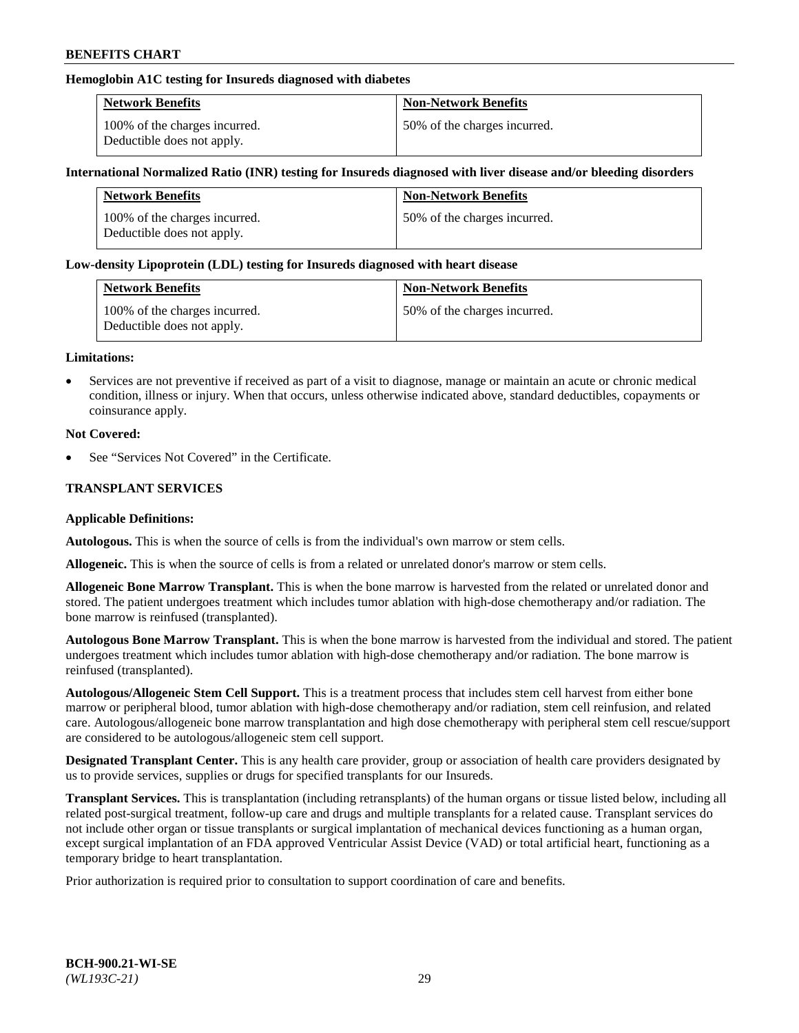**Hemoglobin A1C testing for Insureds diagnosed with diabetes**

| Network Benefits | Non-Network Benefits |
|---|---|
| 100% of the charges incurred. Deductible does not apply. | 50% of the charges incurred. |

**International Normalized Ratio (INR) testing for Insureds diagnosed with liver disease and/or bleeding disorders**

| Network Benefits | Non-Network Benefits |
|---|---|
| 100% of the charges incurred. Deductible does not apply. | 50% of the charges incurred. |

**Low-density Lipoprotein (LDL) testing for Insureds diagnosed with heart disease**

| Network Benefits | Non-Network Benefits |
|---|---|
| 100% of the charges incurred. Deductible does not apply. | 50% of the charges incurred. |

**Limitations:**

- Services are not preventive if received as part of a visit to diagnose, manage or maintain an acute or chronic medical condition, illness or injury. When that occurs, unless otherwise indicated above, standard deductibles, copayments or coinsurance apply.

**Not Covered:**

- See "Services Not Covered" in the Certificate.

### TRANSPLANT SERVICES

**Applicable Definitions:**

**Autologous.** This is when the source of cells is from the individual's own marrow or stem cells.

**Allogeneic.** This is when the source of cells is from a related or unrelated donor's marrow or stem cells.

**Allogeneic Bone Marrow Transplant.** This is when the bone marrow is harvested from the related or unrelated donor and stored. The patient undergoes treatment which includes tumor ablation with high-dose chemotherapy and/or radiation. The bone marrow is reinfused (transplanted).

**Autologous Bone Marrow Transplant.** This is when the bone marrow is harvested from the individual and stored. The patient undergoes treatment which includes tumor ablation with high-dose chemotherapy and/or radiation. The bone marrow is reinfused (transplanted).

**Autologous/Allogeneic Stem Cell Support.** This is a treatment process that includes stem cell harvest from either bone marrow or peripheral blood, tumor ablation with high-dose chemotherapy and/or radiation, stem cell reinfusion, and related care. Autologous/allogeneic bone marrow transplantation and high dose chemotherapy with peripheral stem cell rescue/support are considered to be autologous/allogeneic stem cell support.

**Designated Transplant Center.** This is any health care provider, group or association of health care providers designated by us to provide services, supplies or drugs for specified transplants for our Insureds.

**Transplant Services.** This is transplantation (including retransplants) of the human organs or tissue listed below, including all related post-surgical treatment, follow-up care and drugs and multiple transplants for a related cause. Transplant services do not include other organ or tissue transplants or surgical implantation of mechanical devices functioning as a human organ, except surgical implantation of an FDA approved Ventricular Assist Device (VAD) or total artificial heart, functioning as a temporary bridge to heart transplantation.

Prior authorization is required prior to consultation to support coordination of care and benefits.

BCH-900.21-WI-SE
*(WL193C-21)*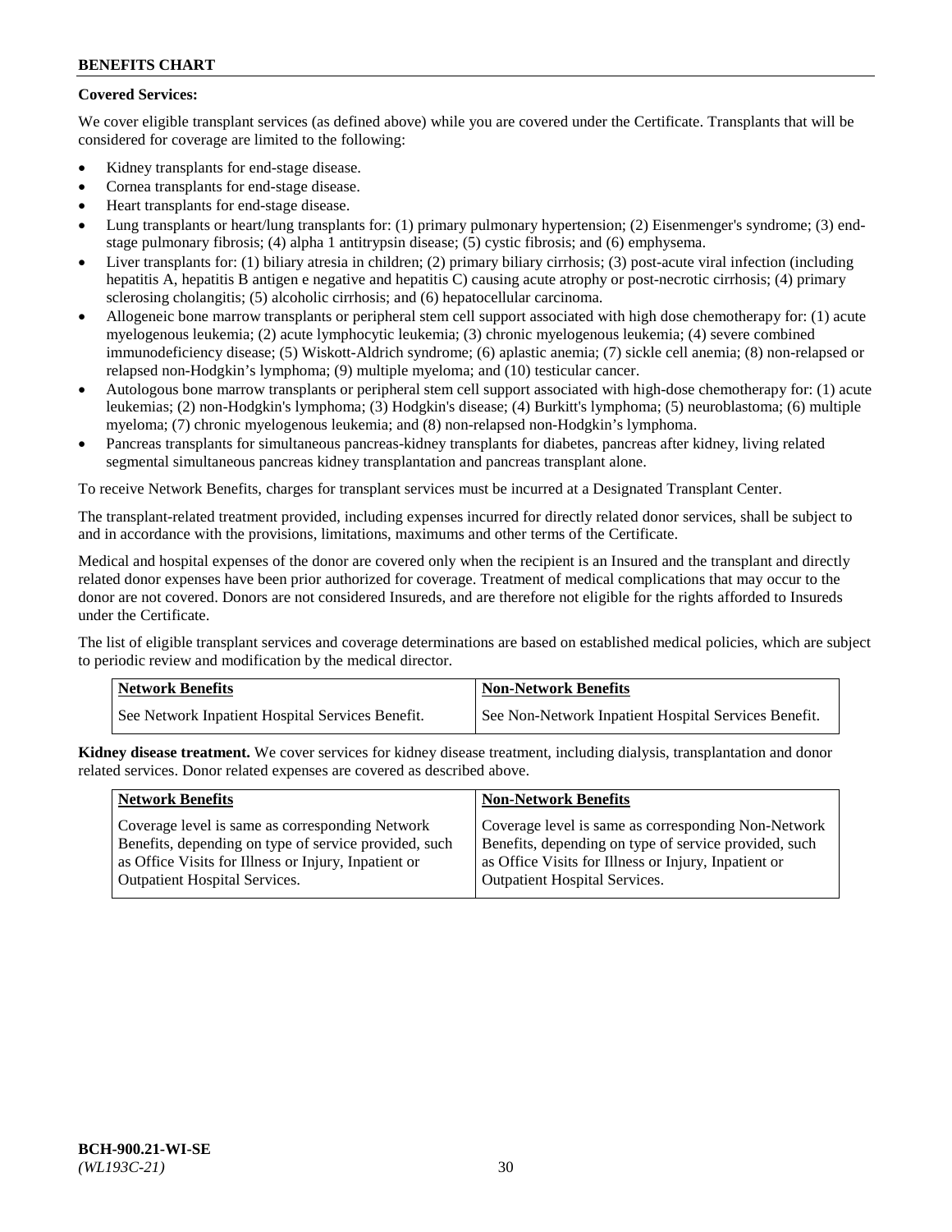**Covered Services:**

We cover eligible transplant services (as defined above) while you are covered under the Certificate. Transplants that will be considered for coverage are limited to the following:

- Kidney transplants for end-stage disease.
- Cornea transplants for end-stage disease.
- Heart transplants for end-stage disease.
- Lung transplants or heart/lung transplants for: (1) primary pulmonary hypertension; (2) Eisenmenger's syndrome; (3) end-stage pulmonary fibrosis; (4) alpha 1 antitrypsin disease; (5) cystic fibrosis; and (6) emphysema.
- Liver transplants for: (1) biliary atresia in children; (2) primary biliary cirrhosis; (3) post-acute viral infection (including hepatitis A, hepatitis B antigen e negative and hepatitis C) causing acute atrophy or post-necrotic cirrhosis; (4) primary sclerosing cholangitis; (5) alcoholic cirrhosis; and (6) hepatocellular carcinoma.
- Allogeneic bone marrow transplants or peripheral stem cell support associated with high dose chemotherapy for: (1) acute myelogenous leukemia; (2) acute lymphocytic leukemia; (3) chronic myelogenous leukemia; (4) severe combined immunodeficiency disease; (5) Wiskott-Aldrich syndrome; (6) aplastic anemia; (7) sickle cell anemia; (8) non-relapsed or relapsed non-Hodgkin's lymphoma; (9) multiple myeloma; and (10) testicular cancer.
- Autologous bone marrow transplants or peripheral stem cell support associated with high-dose chemotherapy for: (1) acute leukemias; (2) non-Hodgkin's lymphoma; (3) Hodgkin's disease; (4) Burkitt's lymphoma; (5) neuroblastoma; (6) multiple myeloma; (7) chronic myelogenous leukemia; and (8) non-relapsed non-Hodgkin's lymphoma.
- Pancreas transplants for simultaneous pancreas-kidney transplants for diabetes, pancreas after kidney, living related segmental simultaneous pancreas kidney transplantation and pancreas transplant alone.

To receive Network Benefits, charges for transplant services must be incurred at a Designated Transplant Center.

The transplant-related treatment provided, including expenses incurred for directly related donor services, shall be subject to and in accordance with the provisions, limitations, maximums and other terms of the Certificate.

Medical and hospital expenses of the donor are covered only when the recipient is an Insured and the transplant and directly related donor expenses have been prior authorized for coverage. Treatment of medical complications that may occur to the donor are not covered. Donors are not considered Insureds, and are therefore not eligible for the rights afforded to Insureds under the Certificate.

The list of eligible transplant services and coverage determinations are based on established medical policies, which are subject to periodic review and modification by the medical director.

| Network Benefits | Non-Network Benefits |
| --- | --- |
| See Network Inpatient Hospital Services Benefit. | See Non-Network Inpatient Hospital Services Benefit. |

**Kidney disease treatment.** We cover services for kidney disease treatment, including dialysis, transplantation and donor related services. Donor related expenses are covered as described above.

| Network Benefits | Non-Network Benefits |
| --- | --- |
| Coverage level is same as corresponding Network Benefits, depending on type of service provided, such as Office Visits for Illness or Injury, Inpatient or Outpatient Hospital Services. | Coverage level is same as corresponding Non-Network Benefits, depending on type of service provided, such as Office Visits for Illness or Injury, Inpatient or Outpatient Hospital Services. |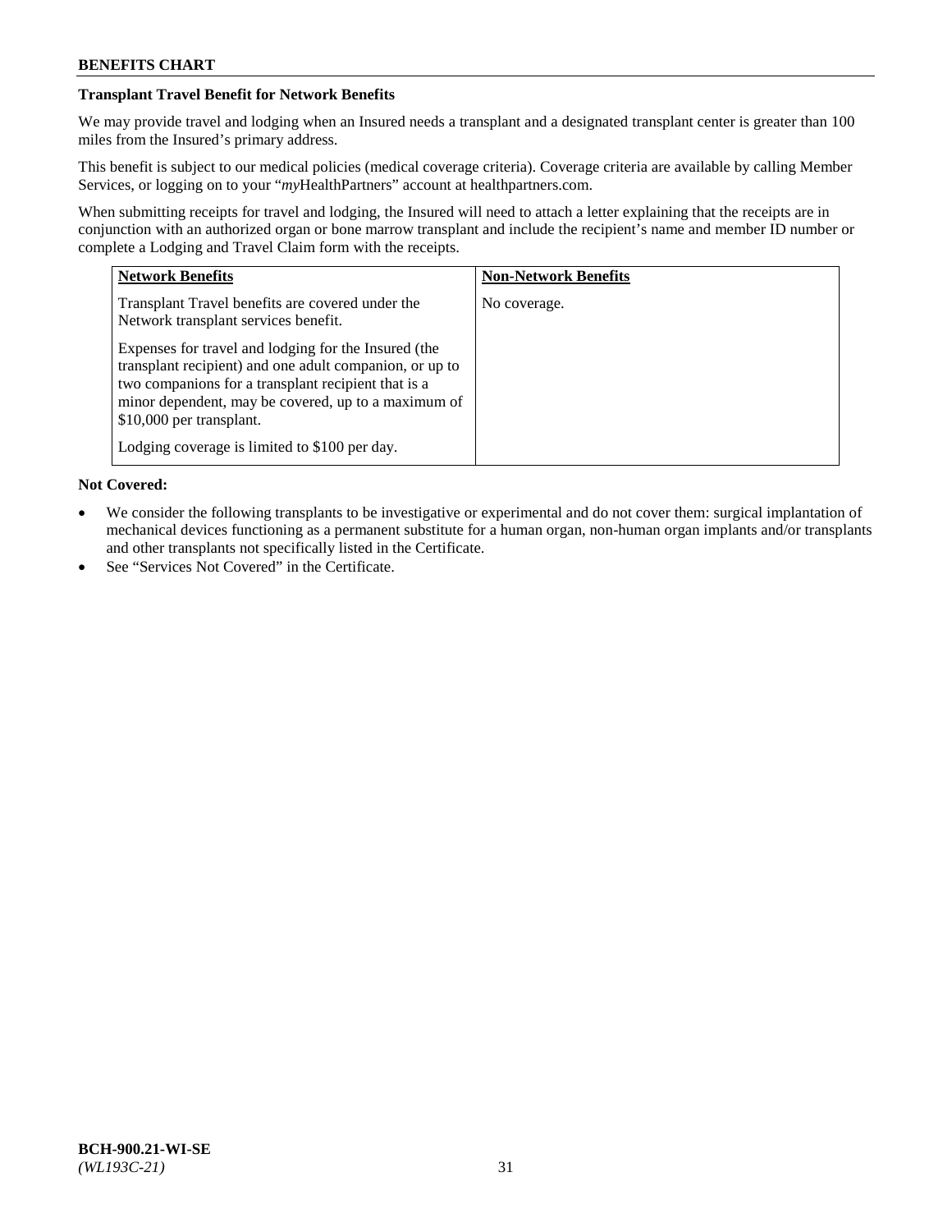### Transplant Travel Benefit for Network Benefits

We may provide travel and lodging when an Insured needs a transplant and a designated transplant center is greater than 100 miles from the Insured's primary address.

This benefit is subject to our medical policies (medical coverage criteria). Coverage criteria are available by calling Member Services, or logging on to your "*my*HealthPartners" account at healthpartners.com.

When submitting receipts for travel and lodging, the Insured will need to attach a letter explaining that the receipts are in conjunction with an authorized organ or bone marrow transplant and include the recipient's name and member ID number or complete a Lodging and Travel Claim form with the receipts.

| Network Benefits | Non-Network Benefits |
| --- | --- |
| Transplant Travel benefits are covered under the Network transplant services benefit.<br><br>Expenses for travel and lodging for the Insured (the transplant recipient) and one adult companion, or up to two companions for a transplant recipient that is a minor dependent, may be covered, up to a maximum of $10,000 per transplant.<br><br>Lodging coverage is limited to $100 per day. | No coverage. |

**Not Covered:**

- We consider the following transplants to be investigative or experimental and do not cover them: surgical implantation of mechanical devices functioning as a permanent substitute for a human organ, non-human organ implants and/or transplants and other transplants not specifically listed in the Certificate.
- See "Services Not Covered" in the Certificate.

**BCH-900.21-WI-SE**
*(WL193C-21)*